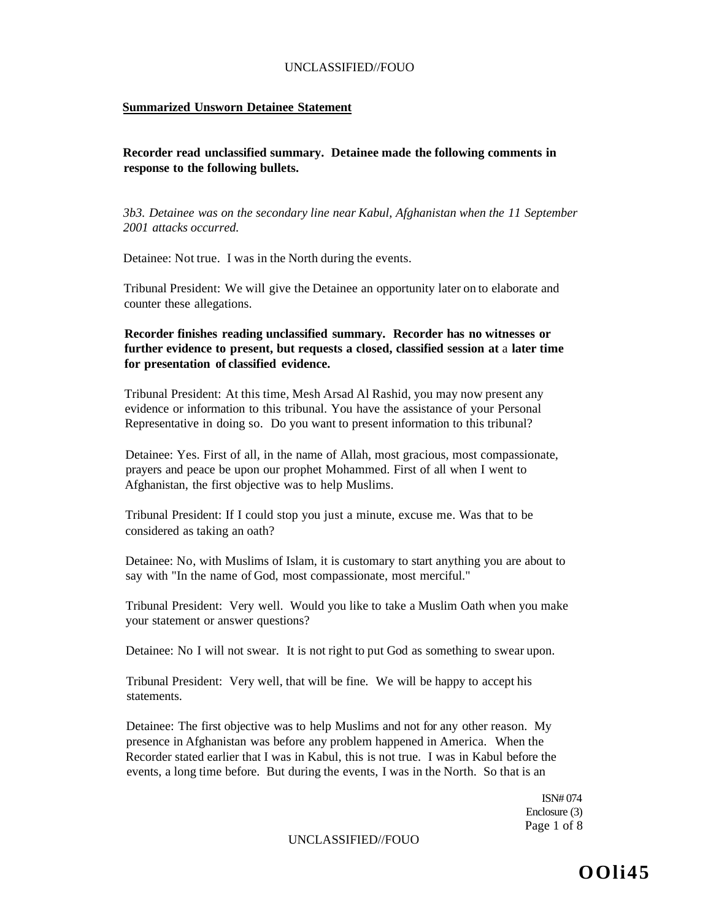## Summarized Unsworn Detainee Statement

**Recorder read unclassified summary. Detainee made the following comments in response to the following bullets.**

*3b3. Detainee was on the secondary line near Kabul, Afghanistan when the 11 September 2001 attacks occurred.*

Detainee: Not true. I was in the North during the events.

Tribunal President: We will give the Detainee an opportunity later on to elaborate and counter these allegations.

**Recorder finishes reading unclassified summary. Recorder has no witnesses or further evidence to present, but requests a closed, classified session at a later time for presentation of classified evidence.**

Tribunal President: At this time, Mesh Arsad Al Rashid, you may now present any evidence or information to this tribunal. You have the assistance of your Personal Representative in doing so. Do you want to present information to this tribunal?

Detainee: Yes. First of all, in the name of Allah, most gracious, most compassionate, prayers and peace be upon our prophet Mohammed. First of all when I went to Afghanistan, the first objective was to help Muslims.

Tribunal President: If I could stop you just a minute, excuse me. Was that to be considered as taking an oath?

Detainee: No, with Muslims of Islam, it is customary to start anything you are about to say with "In the name of God, most compassionate, most merciful."

Tribunal President: Very well. Would you like to take a Muslim Oath when you make your statement or answer questions?

Detainee: No I will not swear. It is not right to put God as something to swear upon.

Tribunal President: Very well, that will be fine. We will be happy to accept his statements.

Detainee: The first objective was to help Muslims and not for any other reason. My presence in Afghanistan was before any problem happened in America. When the Recorder stated earlier that I was in Kabul, this is not true. I was in Kabul before the events, a long time before. But during the events, I was in the North. So that is an

ISN# 074
Enclosure (3)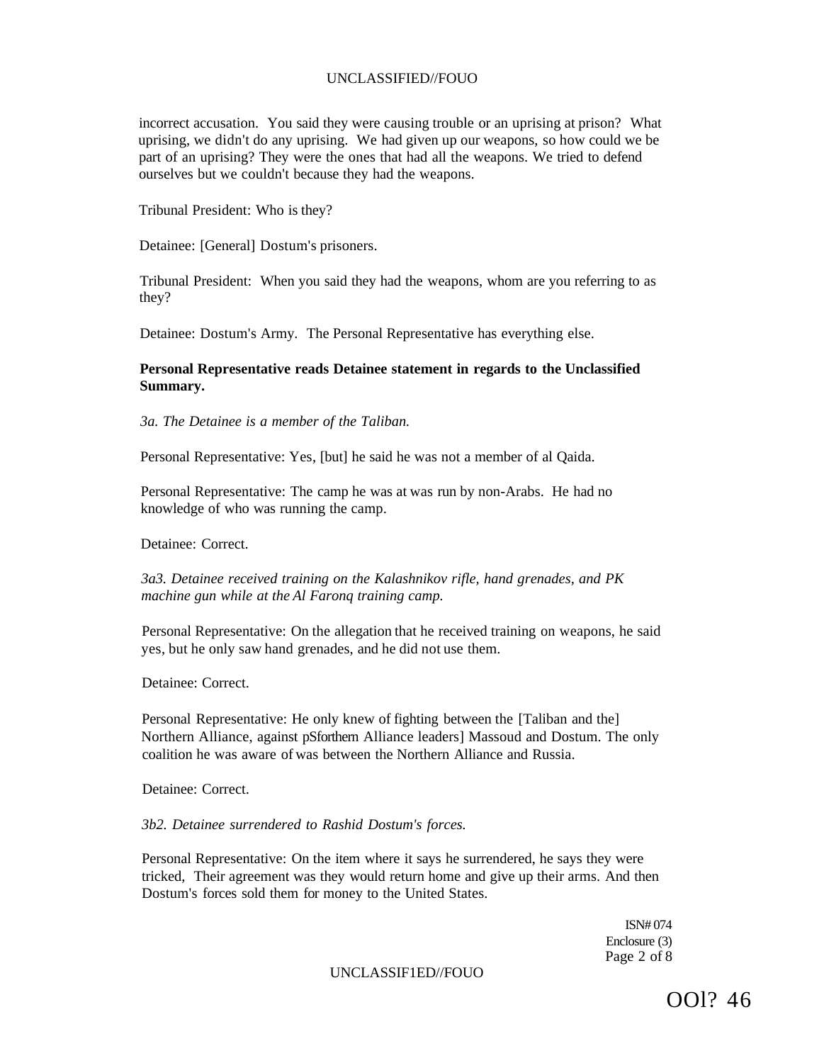incorrect accusation. You said they were causing trouble or an uprising at prison? What uprising, we didn't do any uprising. We had given up our weapons, so how could we be part of an uprising? They were the ones that had all the weapons. We tried to defend ourselves but we couldn't because they had the weapons.

Tribunal President: Who is they?

Detainee: [General] Dostum's prisoners.

Tribunal President: When you said they had the weapons, whom are you referring to as they?

Detainee: Dostum's Army. The Personal Representative has everything else.

**Personal Representative reads Detainee statement in regards to the Unclassified Summary.**

*3a. The Detainee is a member of the Taliban.*

Personal Representative: Yes, [but] he said he was not a member of al Qaida.

Personal Representative: The camp he was at was run by non-Arabs. He had no knowledge of who was running the camp.

Detainee: Correct.

*3a3. Detainee received training on the Kalashnikov rifle, hand grenades, and PK machine gun while at the Al Faronq training camp.*

Personal Representative: On the allegation that he received training on weapons, he said yes, but he only saw hand grenades, and he did not use them.

Detainee: Correct.

Personal Representative: He only knew of fighting between the [Taliban and the] Northern Alliance, against pSforthern Alliance leaders] Massoud and Dostum. The only coalition he was aware of was between the Northern Alliance and Russia.

Detainee: Correct.

*3b2. Detainee surrendered to Rashid Dostum's forces.*

Personal Representative: On the item where it says he surrendered, he says they were tricked, Their agreement was they would return home and give up their arms. And then Dostum's forces sold them for money to the United States.

ISN# 074
Enclosure (3)

OOl? 46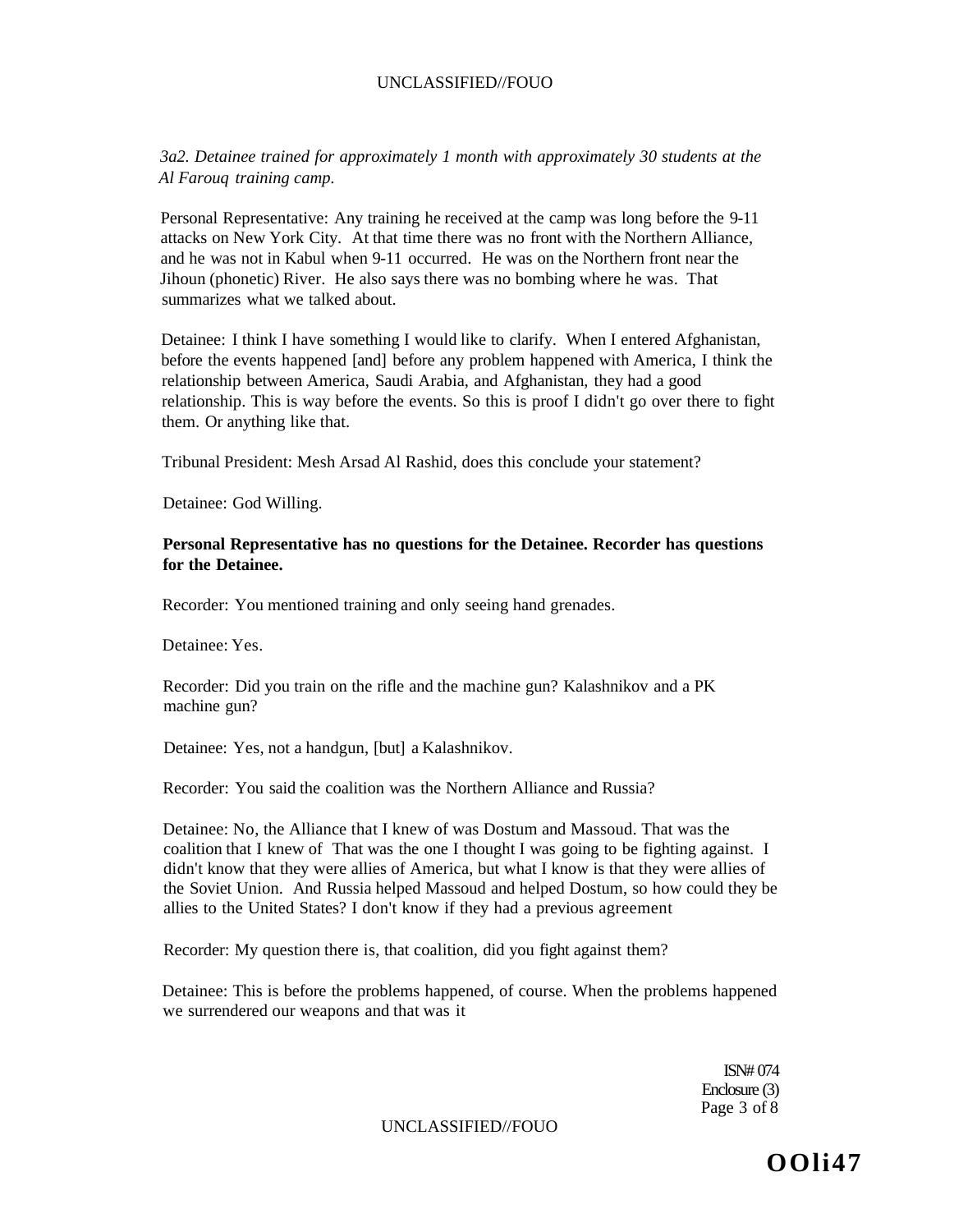*3a2. Detainee trained for approximately 1 month with approximately 30 students at the Al Farouq training camp.*

Personal Representative: Any training he received at the camp was long before the 9-11 attacks on New York City. At that time there was no front with the Northern Alliance, and he was not in Kabul when 9-11 occurred. He was on the Northern front near the Jihoun (phonetic) River. He also says there was no bombing where he was. That summarizes what we talked about.

Detainee: I think I have something I would like to clarify. When I entered Afghanistan, before the events happened [and] before any problem happened with America, I think the relationship between America, Saudi Arabia, and Afghanistan, they had a good relationship. This is way before the events. So this is proof I didn't go over there to fight them. Or anything like that.

Tribunal President: Mesh Arsad Al Rashid, does this conclude your statement?

Detainee: God Willing.

**Personal Representative has no questions for the Detainee. Recorder has questions for the Detainee.**

Recorder: You mentioned training and only seeing hand grenades.

Detainee: Yes.

Recorder: Did you train on the rifle and the machine gun? Kalashnikov and a PK machine gun?

Detainee: Yes, not a handgun, [but] a Kalashnikov.

Recorder: You said the coalition was the Northern Alliance and Russia?

Detainee: No, the Alliance that I knew of was Dostum and Massoud. That was the coalition that I knew of That was the one I thought I was going to be fighting against. I didn't know that they were allies of America, but what I know is that they were allies of the Soviet Union. And Russia helped Massoud and helped Dostum, so how could they be allies to the United States? I don't know if they had a previous agreement

Recorder: My question there is, that coalition, did you fight against them?

Detainee: This is before the problems happened, of course. When the problems happened we surrendered our weapons and that was it

ISN# 074
Enclosure (3)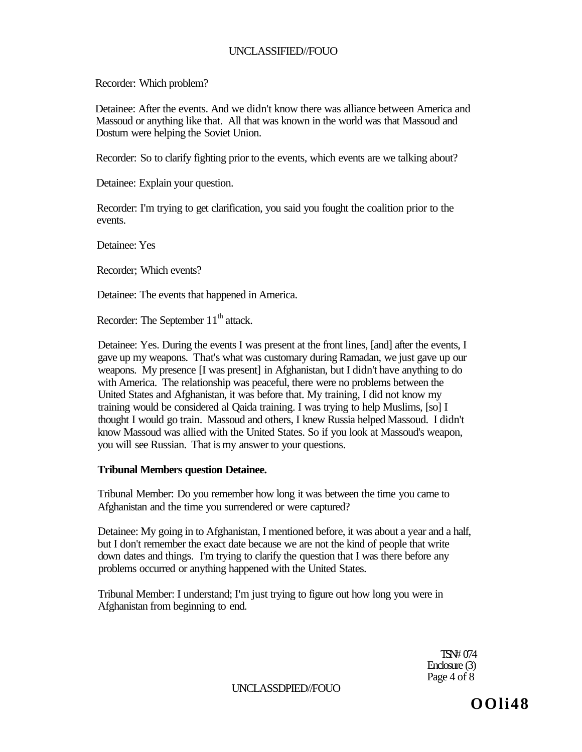Recorder: Which problem?

Detainee: After the events. And we didn't know there was alliance between America and Massoud or anything like that. All that was known in the world was that Massoud and Dostum were helping the Soviet Union.

Recorder: So to clarify fighting prior to the events, which events are we talking about?

Detainee: Explain your question.

Recorder: I'm trying to get clarification, you said you fought the coalition prior to the events.

Detainee: Yes

Recorder; Which events?

Detainee: The events that happened in America.

Recorder: The September 11th attack.

Detainee: Yes. During the events I was present at the front lines, [and] after the events, I gave up my weapons. That's what was customary during Ramadan, we just gave up our weapons. My presence [I was present] in Afghanistan, but I didn't have anything to do with America. The relationship was peaceful, there were no problems between the United States and Afghanistan, it was before that. My training, I did not know my training would be considered al Qaida training. I was trying to help Muslims, [so] I thought I would go train. Massoud and others, I knew Russia helped Massoud. I didn't know Massoud was allied with the United States. So if you look at Massoud's weapon, you will see Russian. That is my answer to your questions.

**Tribunal Members question Detainee.**

Tribunal Member: Do you remember how long it was between the time you came to Afghanistan and the time you surrendered or were captured?

Detainee: My going in to Afghanistan, I mentioned before, it was about a year and a half, but I don't remember the exact date because we are not the kind of people that write down dates and things. I'm trying to clarify the question that I was there before any problems occurred or anything happened with the United States.

Tribunal Member: I understand; I'm just trying to figure out how long you were in Afghanistan from beginning to end.

TSN# 074
Enclosure (3)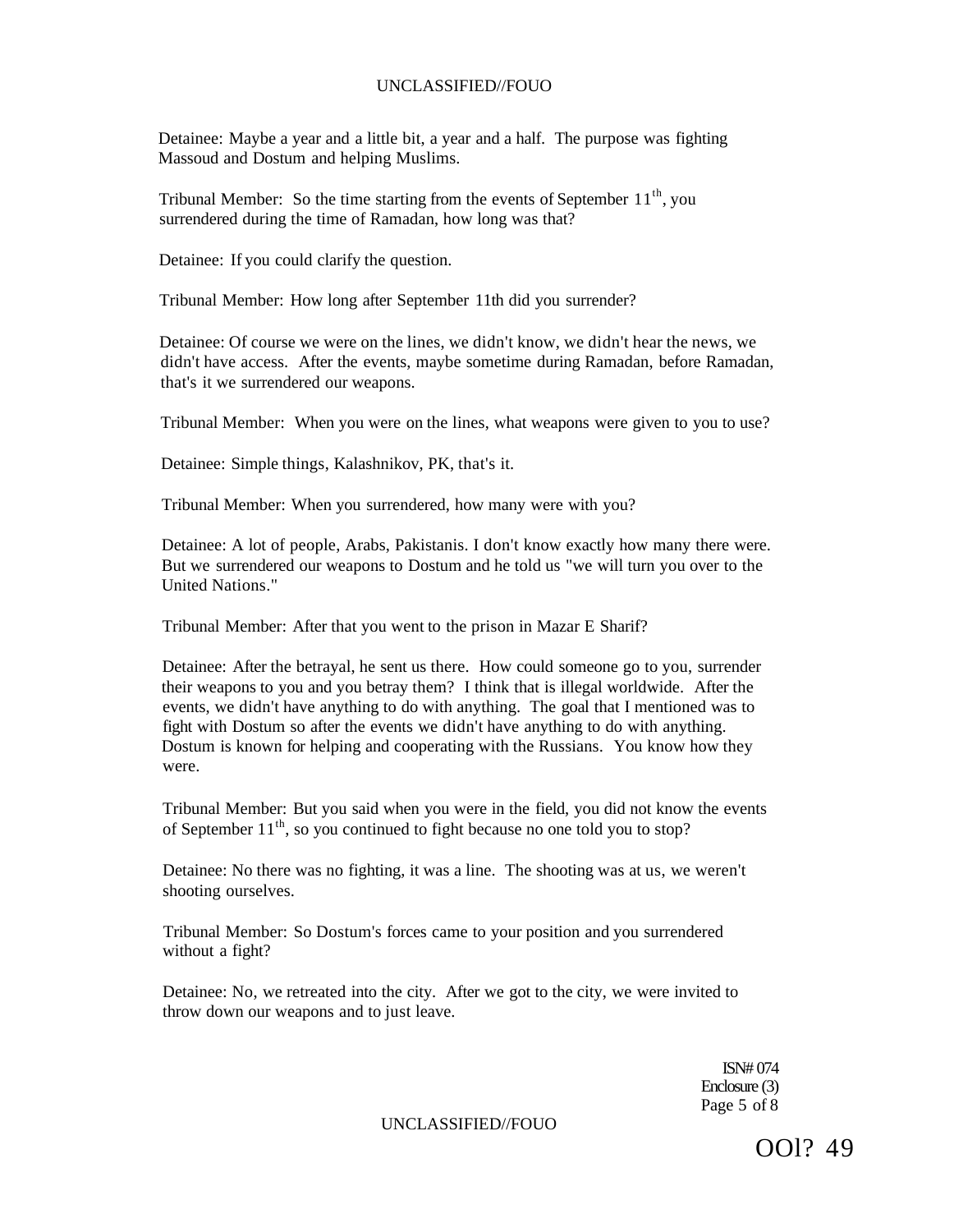Detainee: Maybe a year and a little bit, a year and a half. The purpose was fighting Massoud and Dostum and helping Muslims.

Tribunal Member: So the time starting from the events of September 11th, you surrendered during the time of Ramadan, how long was that?

Detainee: If you could clarify the question.

Tribunal Member: How long after September 11th did you surrender?

Detainee: Of course we were on the lines, we didn't know, we didn't hear the news, we didn't have access. After the events, maybe sometime during Ramadan, before Ramadan, that's it we surrendered our weapons.

Tribunal Member: When you were on the lines, what weapons were given to you to use?

Detainee: Simple things, Kalashnikov, PK, that's it.

Tribunal Member: When you surrendered, how many were with you?

Detainee: A lot of people, Arabs, Pakistanis. I don't know exactly how many there were. But we surrendered our weapons to Dostum and he told us "we will turn you over to the United Nations."

Tribunal Member: After that you went to the prison in Mazar E Sharif?

Detainee: After the betrayal, he sent us there. How could someone go to you, surrender their weapons to you and you betray them? I think that is illegal worldwide. After the events, we didn't have anything to do with anything. The goal that I mentioned was to fight with Dostum so after the events we didn't have anything to do with anything. Dostum is known for helping and cooperating with the Russians. You know how they were.

Tribunal Member: But you said when you were in the field, you did not know the events of September 11th, so you continued to fight because no one told you to stop?

Detainee: No there was no fighting, it was a line. The shooting was at us, we weren't shooting ourselves.

Tribunal Member: So Dostum's forces came to your position and you surrendered without a fight?

Detainee: No, we retreated into the city. After we got to the city, we were invited to throw down our weapons and to just leave.

ISN# 074
Enclosure (3)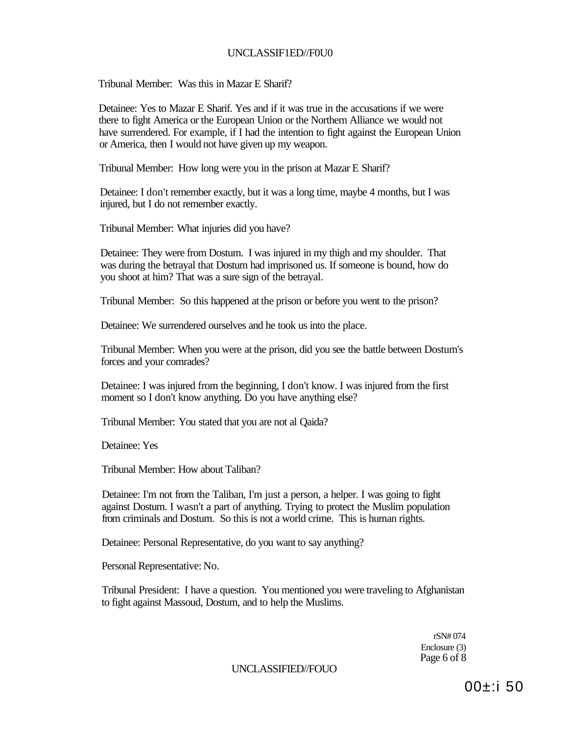Tribunal Member: Was this in Mazar E Sharif?

Detainee: Yes to Mazar E Sharif. Yes and if it was true in the accusations if we were there to fight America or the European Union or the Northern Alliance we would not have surrendered. For example, if I had the intention to fight against the European Union or America, then I would not have given up my weapon.

Tribunal Member: How long were you in the prison at Mazar E Sharif?

Detainee: I don't remember exactly, but it was a long time, maybe 4 months, but I was injured, but I do not remember exactly.

Tribunal Member: What injuries did you have?

Detainee: They were from Dostum. I was injured in my thigh and my shoulder. That was during the betrayal that Dostum had imprisoned us. If someone is bound, how do you shoot at him? That was a sure sign of the betrayal.

Tribunal Member: So this happened at the prison or before you went to the prison?

Detainee: We surrendered ourselves and he took us into the place.

Tribunal Member: When you were at the prison, did you see the battle between Dostum's forces and your comrades?

Detainee: I was injured from the beginning, I don't know. I was injured from the first moment so I don't know anything. Do you have anything else?

Tribunal Member: You stated that you are not al Qaida?

Detainee: Yes

Tribunal Member: How about Taliban?

Detainee: I'm not from the Taliban, I'm just a person, a helper. I was going to fight against Dostum. I wasn't a part of anything. Trying to protect the Muslim population from criminals and Dostum. So this is not a world crime. This is human rights.

Detainee: Personal Representative, do you want to say anything?

Personal Representative: No.

Tribunal President: I have a question. You mentioned you were traveling to Afghanistan to fight against Massoud, Dostum, and to help the Muslims.

rSN# 074
Enclosure (3)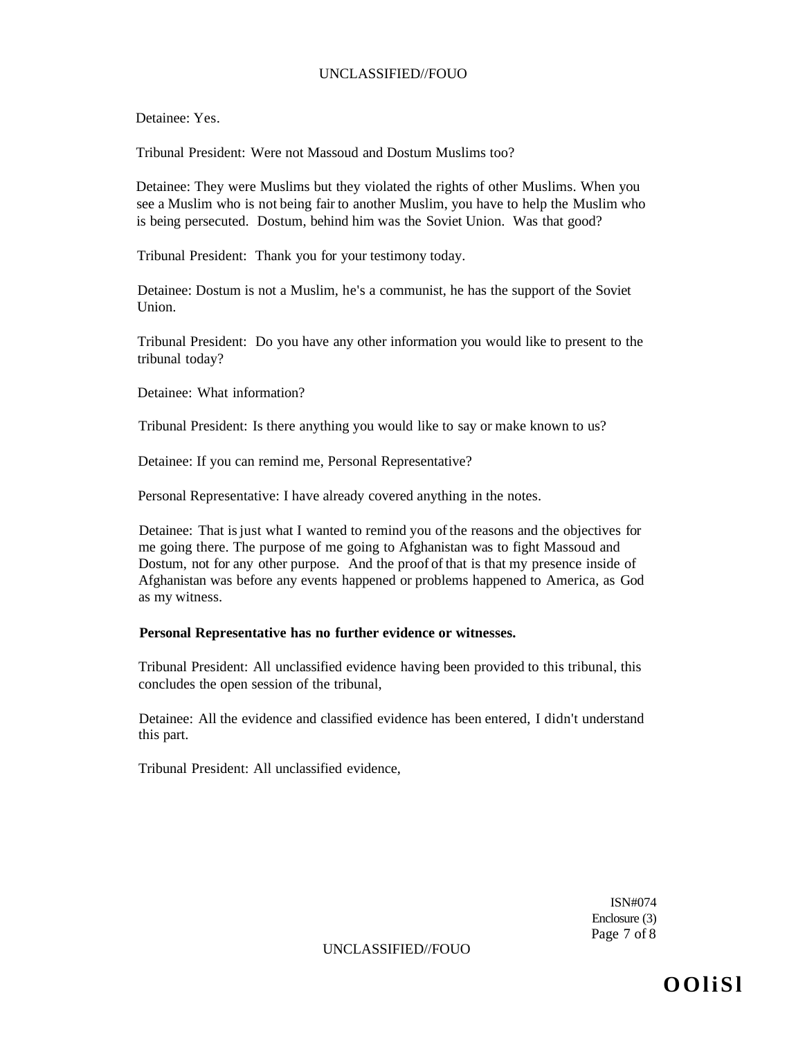Detainee: Yes.

Tribunal President: Were not Massoud and Dostum Muslims too?

Detainee: They were Muslims but they violated the rights of other Muslims. When you see a Muslim who is not being fair to another Muslim, you have to help the Muslim who is being persecuted. Dostum, behind him was the Soviet Union. Was that good?

Tribunal President: Thank you for your testimony today.

Detainee: Dostum is not a Muslim, he's a communist, he has the support of the Soviet Union.

Tribunal President: Do you have any other information you would like to present to the tribunal today?

Detainee: What information?

Tribunal President: Is there anything you would like to say or make known to us?

Detainee: If you can remind me, Personal Representative?

Personal Representative: I have already covered anything in the notes.

Detainee: That is just what I wanted to remind you of the reasons and the objectives for me going there. The purpose of me going to Afghanistan was to fight Massoud and Dostum, not for any other purpose. And the proof of that is that my presence inside of Afghanistan was before any events happened or problems happened to America, as God as my witness.

**Personal Representative has no further evidence or witnesses.**

Tribunal President: All unclassified evidence having been provided to this tribunal, this concludes the open session of the tribunal,

Detainee: All the evidence and classified evidence has been entered, I didn't understand this part.

Tribunal President: All unclassified evidence,

ISN#074
Enclosure (3)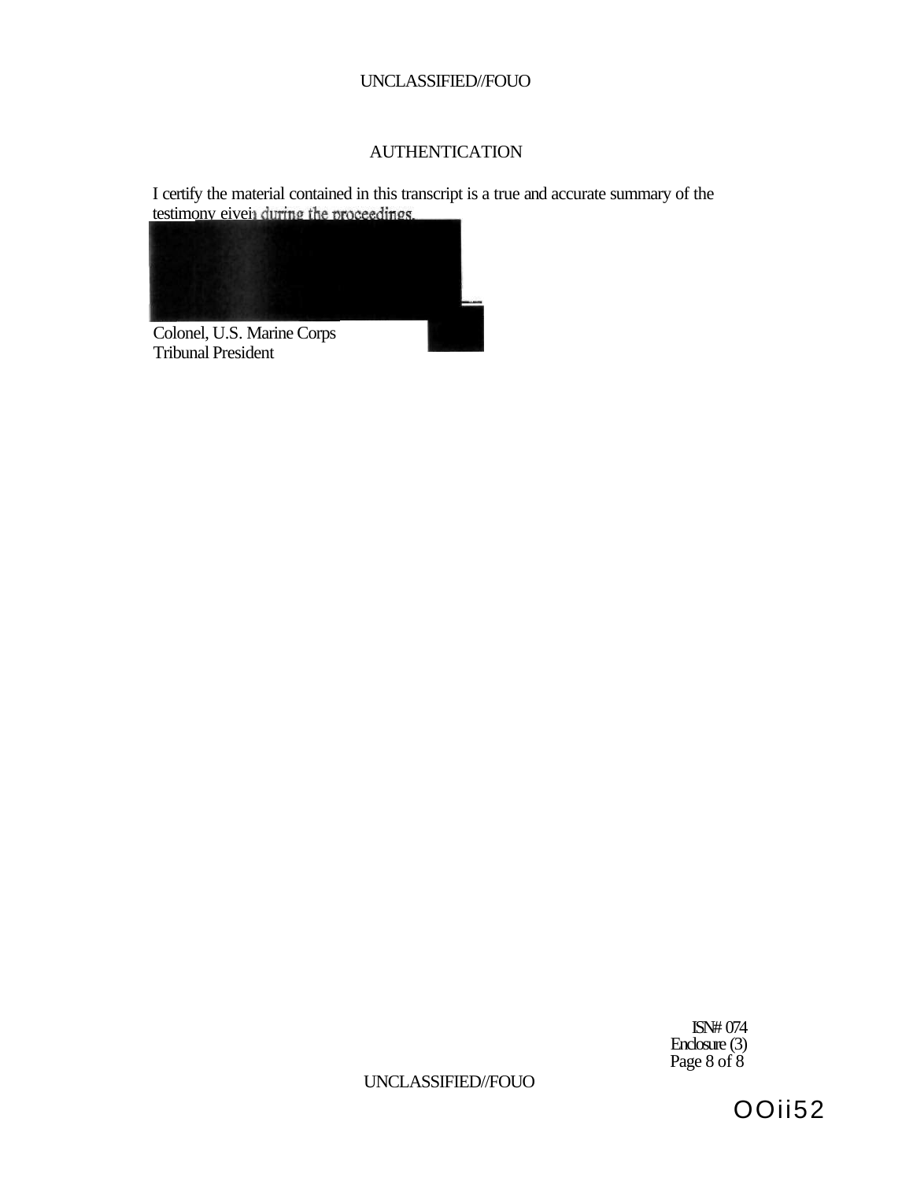UNCLASSIFIED//FOUO

# AUTHENTICATION

I certify the material contained in this transcript is a true and accurate summary of the testimony given during the proceedings.

Colonel, U.S. Marine Corps
Tribunal President

ISN# 074
Enclosure (3)

UNCLASSIFIED//FOUO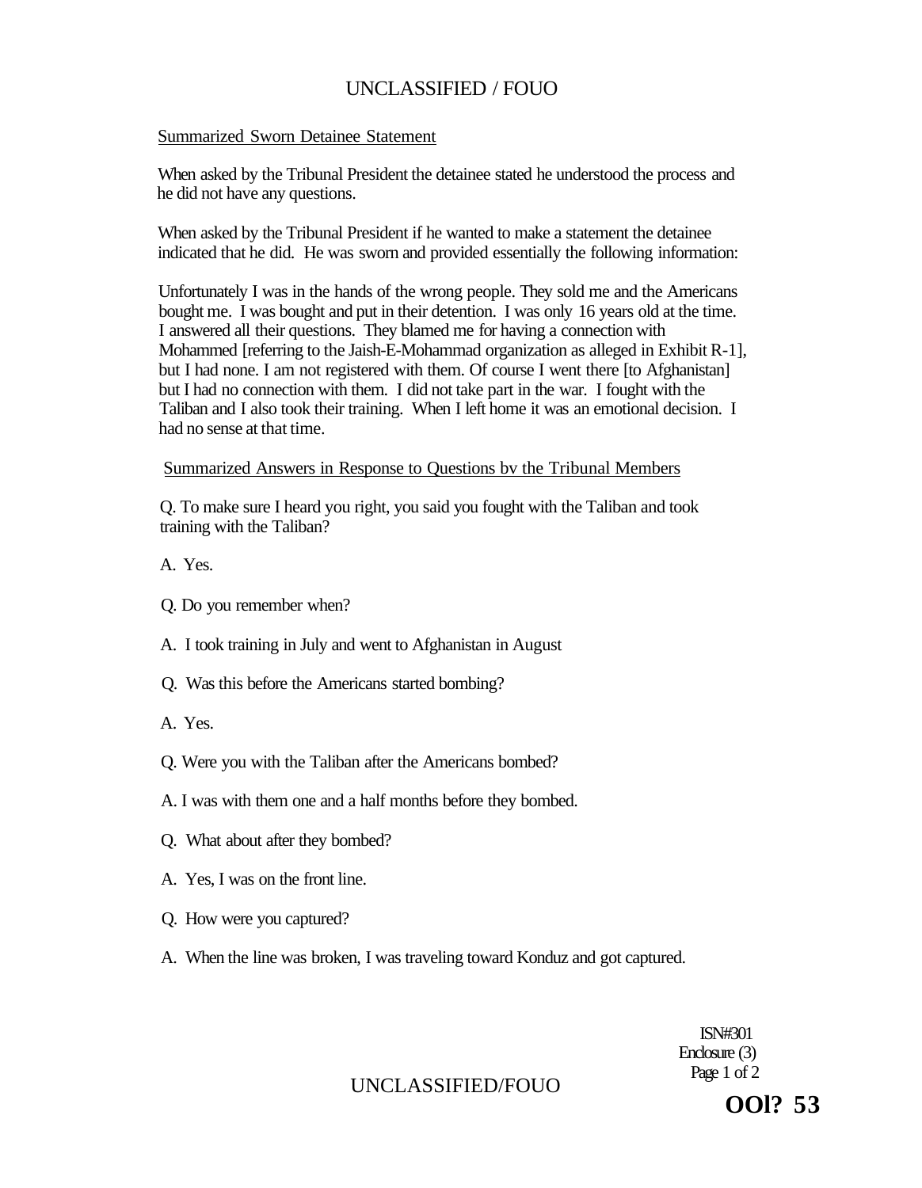Summarized Sworn Detainee Statement

When asked by the Tribunal President the detainee stated he understood the process and he did not have any questions.

When asked by the Tribunal President if he wanted to make a statement the detainee indicated that he did. He was sworn and provided essentially the following information:

Unfortunately I was in the hands of the wrong people. They sold me and the Americans bought me. I was bought and put in their detention. I was only 16 years old at the time. I answered all their questions. They blamed me for having a connection with Mohammed [referring to the Jaish-E-Mohammad organization as alleged in Exhibit R-1], but I had none. I am not registered with them. Of course I went there [to Afghanistan] but I had no connection with them. I did not take part in the war. I fought with the Taliban and I also took their training. When I left home it was an emotional decision. I had no sense at that time.

Summarized Answers in Response to Questions bv the Tribunal Members

Q. To make sure I heard you right, you said you fought with the Taliban and took training with the Taliban?

A. Yes.

Q. Do you remember when?

A. I took training in July and went to Afghanistan in August

Q. Was this before the Americans started bombing?

A. Yes.

Q. Were you with the Taliban after the Americans bombed?

A. I was with them one and a half months before they bombed.

Q. What about after they bombed?

A. Yes, I was on the front line.

Q. How were you captured?

A. When the line was broken, I was traveling toward Konduz and got captured.

ISN#301
Enclosure (3)

OOl? 53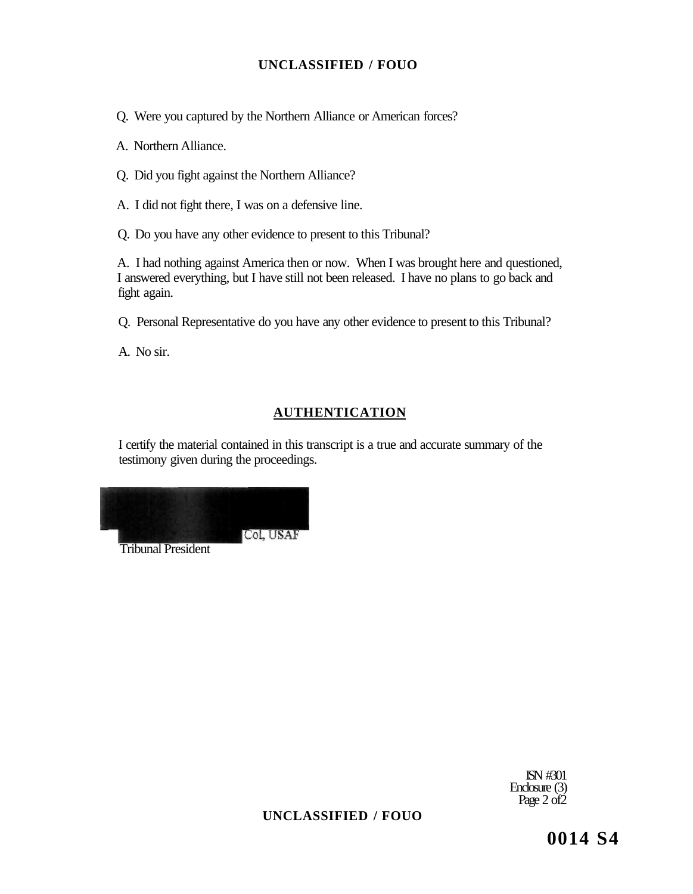Q. Were you captured by the Northern Alliance or American forces?

A. Northern Alliance.

Q. Did you fight against the Northern Alliance?

A. I did not fight there, I was on a defensive line.

Q. Do you have any other evidence to present to this Tribunal?

A. I had nothing against America then or now. When I was brought here and questioned, I answered everything, but I have still not been released. I have no plans to go back and fight again.

Q. Personal Representative do you have any other evidence to present to this Tribunal?

A. No sir.

## AUTHENTICATION

I certify the material contained in this transcript is a true and accurate summary of the testimony given during the proceedings.

Col, USAF
Tribunal President

ISN #301
Enclosure (3)

0014 S4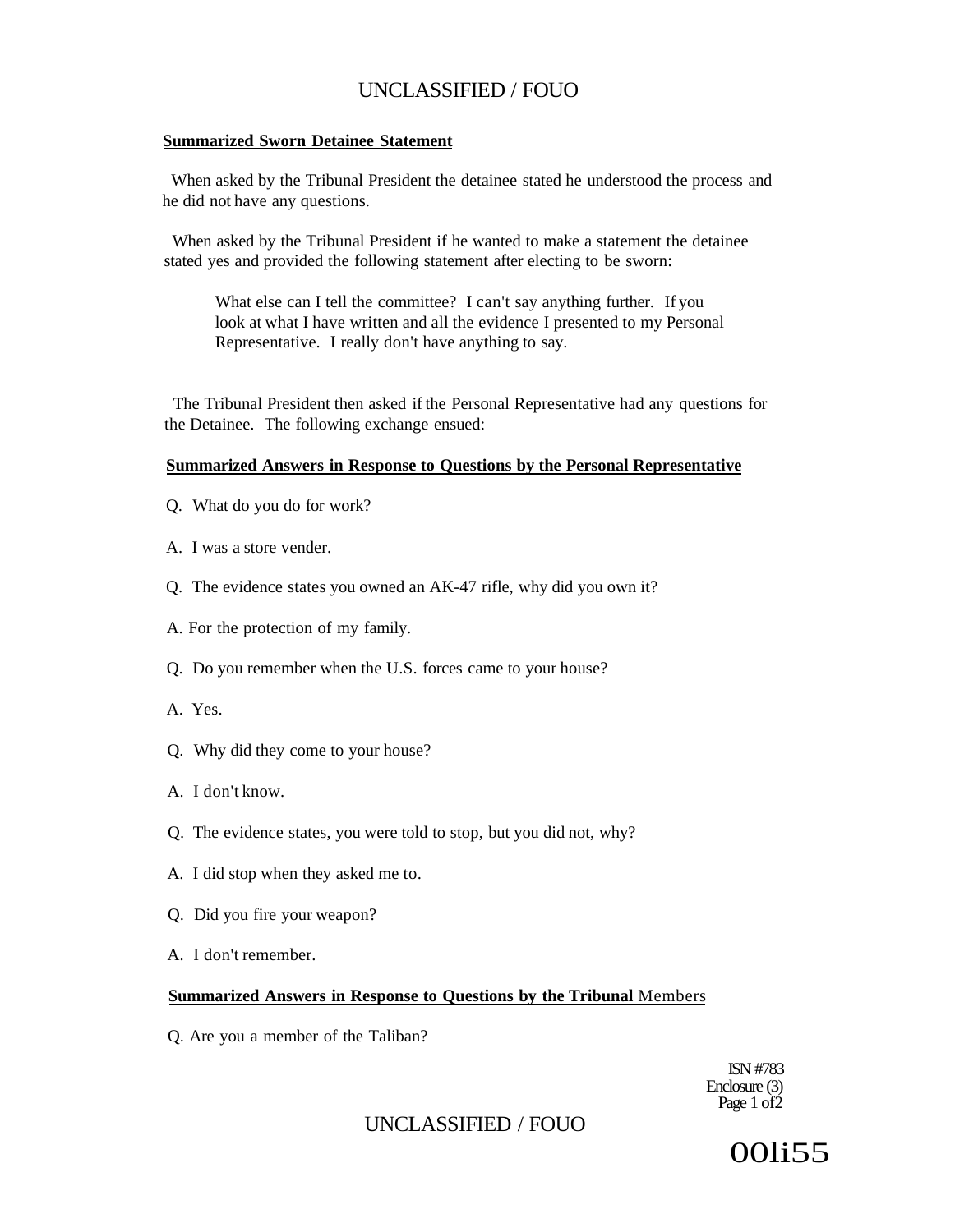**Summarized Sworn Detainee Statement**

When asked by the Tribunal President the detainee stated he understood the process and he did not have any questions.

When asked by the Tribunal President if he wanted to make a statement the detainee stated yes and provided the following statement after electing to be sworn:

> What else can I tell the committee? I can't say anything further. If you look at what I have written and all the evidence I presented to my Personal Representative. I really don't have anything to say.

The Tribunal President then asked if the Personal Representative had any questions for the Detainee. The following exchange ensued:

**Summarized Answers in Response to Questions by the Personal Representative**

Q. What do you do for work?

A. I was a store vender.

Q. The evidence states you owned an AK-47 rifle, why did you own it?

A. For the protection of my family.

Q. Do you remember when the U.S. forces came to your house?

A. Yes.

Q. Why did they come to your house?

A. I don't know.

Q. The evidence states, you were told to stop, but you did not, why?

A. I did stop when they asked me to.

Q. Did you fire your weapon?

A. I don't remember.

**Summarized Answers in Response to Questions by the Tribunal Members**

Q. Are you a member of the Taliban?

ISN #783
Enclosure (3)

00li55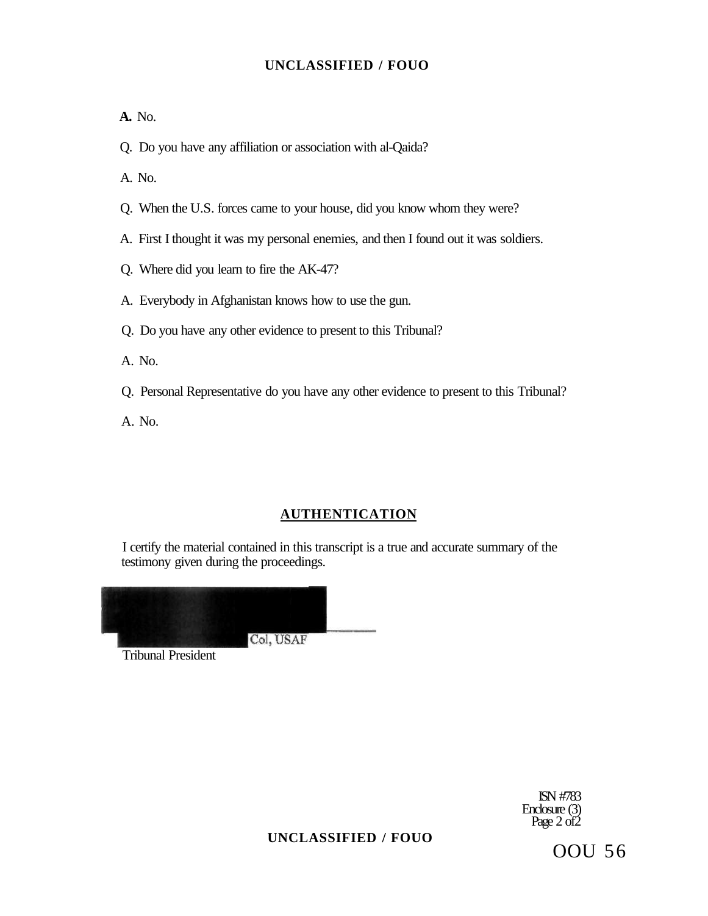**A.** No.

Q. Do you have any affiliation or association with al-Qaida?

A. No.

Q. When the U.S. forces came to your house, did you know whom they were?

A. First I thought it was my personal enemies, and then I found out it was soldiers.

Q. Where did you learn to fire the AK-47?

A. Everybody in Afghanistan knows how to use the gun.

Q. Do you have any other evidence to present to this Tribunal?

A. No.

Q. Personal Representative do you have any other evidence to present to this Tribunal?

A. No.

## AUTHENTICATION

I certify the material contained in this transcript is a true and accurate summary of the testimony given during the proceedings.

Col, USAF
Tribunal President

ISN #783
Enclosure (3)
Page 2 of 2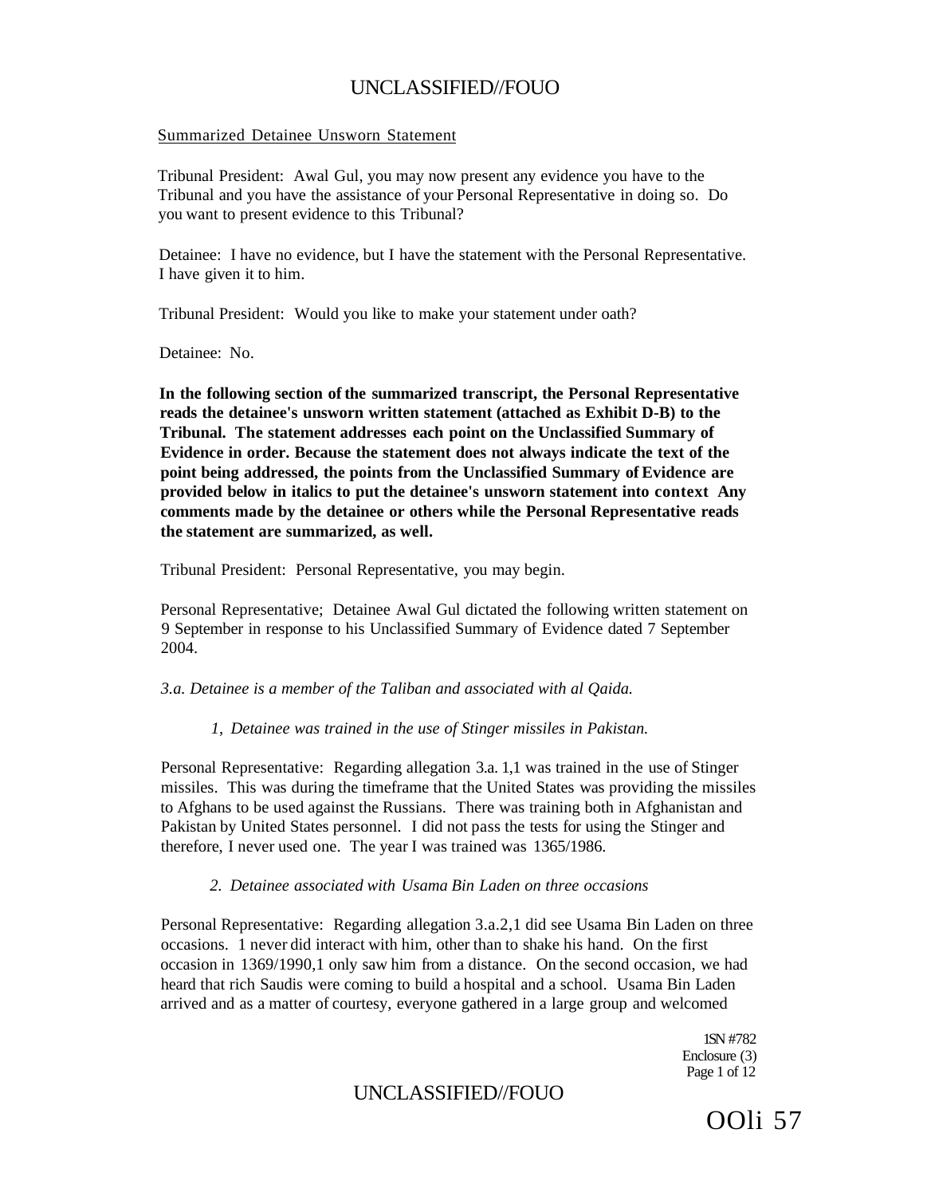Summarized Detainee Unsworn Statement

Tribunal President: Awal Gul, you may now present any evidence you have to the Tribunal and you have the assistance of your Personal Representative in doing so. Do you want to present evidence to this Tribunal?

Detainee: I have no evidence, but I have the statement with the Personal Representative. I have given it to him.

Tribunal President: Would you like to make your statement under oath?

Detainee: No.

**In the following section of the summarized transcript, the Personal Representative reads the detainee's unsworn written statement (attached as Exhibit D-B) to the Tribunal. The statement addresses each point on the Unclassified Summary of Evidence in order. Because the statement does not always indicate the text of the point being addressed, the points from the Unclassified Summary of Evidence are provided below in italics to put the detainee's unsworn statement into context Any comments made by the detainee or others while the Personal Representative reads the statement are summarized, as well.**

Tribunal President: Personal Representative, you may begin.

Personal Representative; Detainee Awal Gul dictated the following written statement on 9 September in response to his Unclassified Summary of Evidence dated 7 September 2004.

*3.a. Detainee is a member of the Taliban and associated with al Qaida.*

*1, Detainee was trained in the use of Stinger missiles in Pakistan.*

Personal Representative: Regarding allegation 3.a. 1,1 was trained in the use of Stinger missiles. This was during the timeframe that the United States was providing the missiles to Afghans to be used against the Russians. There was training both in Afghanistan and Pakistan by United States personnel. I did not pass the tests for using the Stinger and therefore, I never used one. The year I was trained was 1365/1986.

*2. Detainee associated with Usama Bin Laden on three occasions*

Personal Representative: Regarding allegation 3.a.2,1 did see Usama Bin Laden on three occasions. 1 never did interact with him, other than to shake his hand. On the first occasion in 1369/1990,1 only saw him from a distance. On the second occasion, we had heard that rich Saudis were coming to build a hospital and a school. Usama Bin Laden arrived and as a matter of courtesy, everyone gathered in a large group and welcomed

1SN #782
Enclosure (3)
Page 1 of 12

OOli 57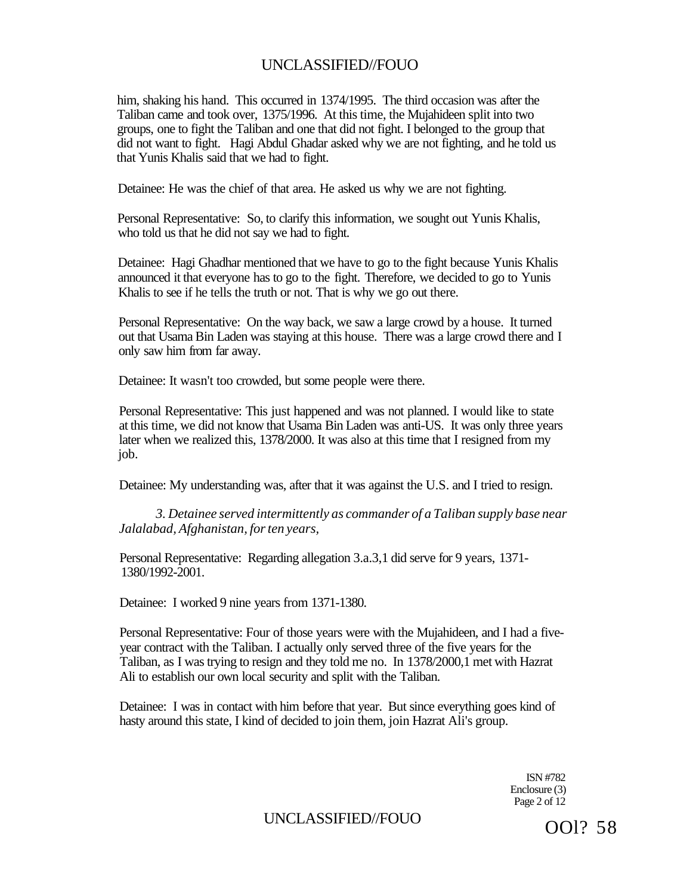him, shaking his hand. This occurred in 1374/1995. The third occasion was after the Taliban came and took over, 1375/1996. At this time, the Mujahideen split into two groups, one to fight the Taliban and one that did not fight. I belonged to the group that did not want to fight. Hagi Abdul Ghadar asked why we are not fighting, and he told us that Yunis Khalis said that we had to fight.

Detainee: He was the chief of that area. He asked us why we are not fighting.

Personal Representative: So, to clarify this information, we sought out Yunis Khalis, who told us that he did not say we had to fight.

Detainee: Hagi Ghadhar mentioned that we have to go to the fight because Yunis Khalis announced it that everyone has to go to the fight. Therefore, we decided to go to Yunis Khalis to see if he tells the truth or not. That is why we go out there.

Personal Representative: On the way back, we saw a large crowd by a house. It turned out that Usama Bin Laden was staying at this house. There was a large crowd there and I only saw him from far away.

Detainee: It wasn't too crowded, but some people were there.

Personal Representative: This just happened and was not planned. I would like to state at this time, we did not know that Usama Bin Laden was anti-US. It was only three years later when we realized this, 1378/2000. It was also at this time that I resigned from my job.

Detainee: My understanding was, after that it was against the U.S. and I tried to resign.

*3. Detainee served intermittently as commander of a Taliban supply base near Jalalabad, Afghanistan, for ten years,*

Personal Representative: Regarding allegation 3.a.3,1 did serve for 9 years, 1371-1380/1992-2001.

Detainee: I worked 9 nine years from 1371-1380.

Personal Representative: Four of those years were with the Mujahideen, and I had a five-year contract with the Taliban. I actually only served three of the five years for the Taliban, as I was trying to resign and they told me no. In 1378/2000,1 met with Hazrat Ali to establish our own local security and split with the Taliban.

Detainee: I was in contact with him before that year. But since everything goes kind of hasty around this state, I kind of decided to join them, join Hazrat Ali's group.

ISN #782
Enclosure (3)
Page 2 of 12

OOl? 58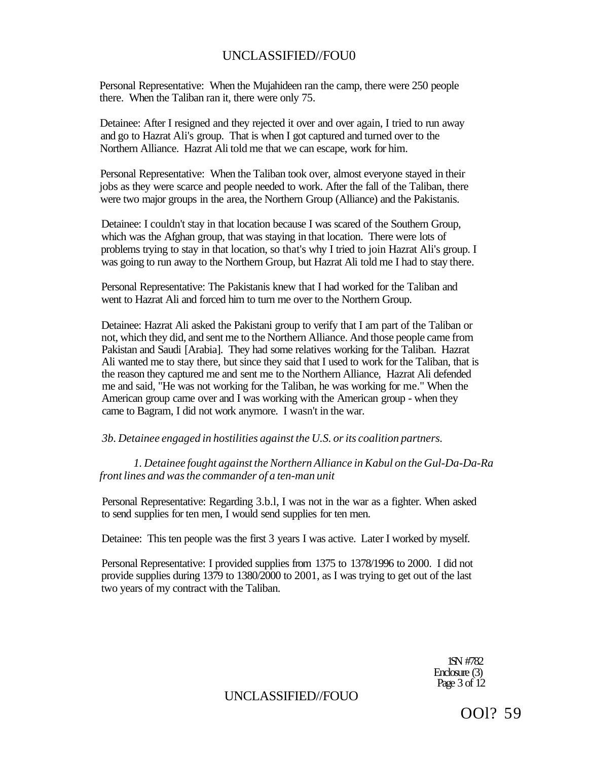Personal Representative: When the Mujahideen ran the camp, there were 250 people there. When the Taliban ran it, there were only 75.

Detainee: After I resigned and they rejected it over and over again, I tried to run away and go to Hazrat Ali's group. That is when I got captured and turned over to the Northern Alliance. Hazrat Ali told me that we can escape, work for him.

Personal Representative: When the Taliban took over, almost everyone stayed in their jobs as they were scarce and people needed to work. After the fall of the Taliban, there were two major groups in the area, the Northern Group (Alliance) and the Pakistanis.

Detainee: I couldn't stay in that location because I was scared of the Southern Group, which was the Afghan group, that was staying in that location. There were lots of problems trying to stay in that location, so that's why I tried to join Hazrat Ali's group. I was going to run away to the Northern Group, but Hazrat Ali told me I had to stay there.

Personal Representative: The Pakistanis knew that I had worked for the Taliban and went to Hazrat Ali and forced him to turn me over to the Northern Group.

Detainee: Hazrat Ali asked the Pakistani group to verify that I am part of the Taliban or not, which they did, and sent me to the Northern Alliance. And those people came from Pakistan and Saudi [Arabia]. They had some relatives working for the Taliban. Hazrat Ali wanted me to stay there, but since they said that I used to work for the Taliban, that is the reason they captured me and sent me to the Northern Alliance, Hazrat Ali defended me and said, "He was not working for the Taliban, he was working for me." When the American group came over and I was working with the American group - when they came to Bagram, I did not work anymore. I wasn't in the war.

*3b. Detainee engaged in hostilities against the U.S. or its coalition partners.*

*1. Detainee fought against the Northern Alliance in Kabul on the Gul-Da-Da-Ra front lines and was the commander of a ten-man unit*

Personal Representative: Regarding 3.b.l, I was not in the war as a fighter. When asked to send supplies for ten men, I would send supplies for ten men.

Detainee: This ten people was the first 3 years I was active. Later I worked by myself.

Personal Representative: I provided supplies from 1375 to 1378/1996 to 2000. I did not provide supplies during 1379 to 1380/2000 to 2001, as I was trying to get out of the last two years of my contract with the Taliban.

1SN #782
Enclosure (3)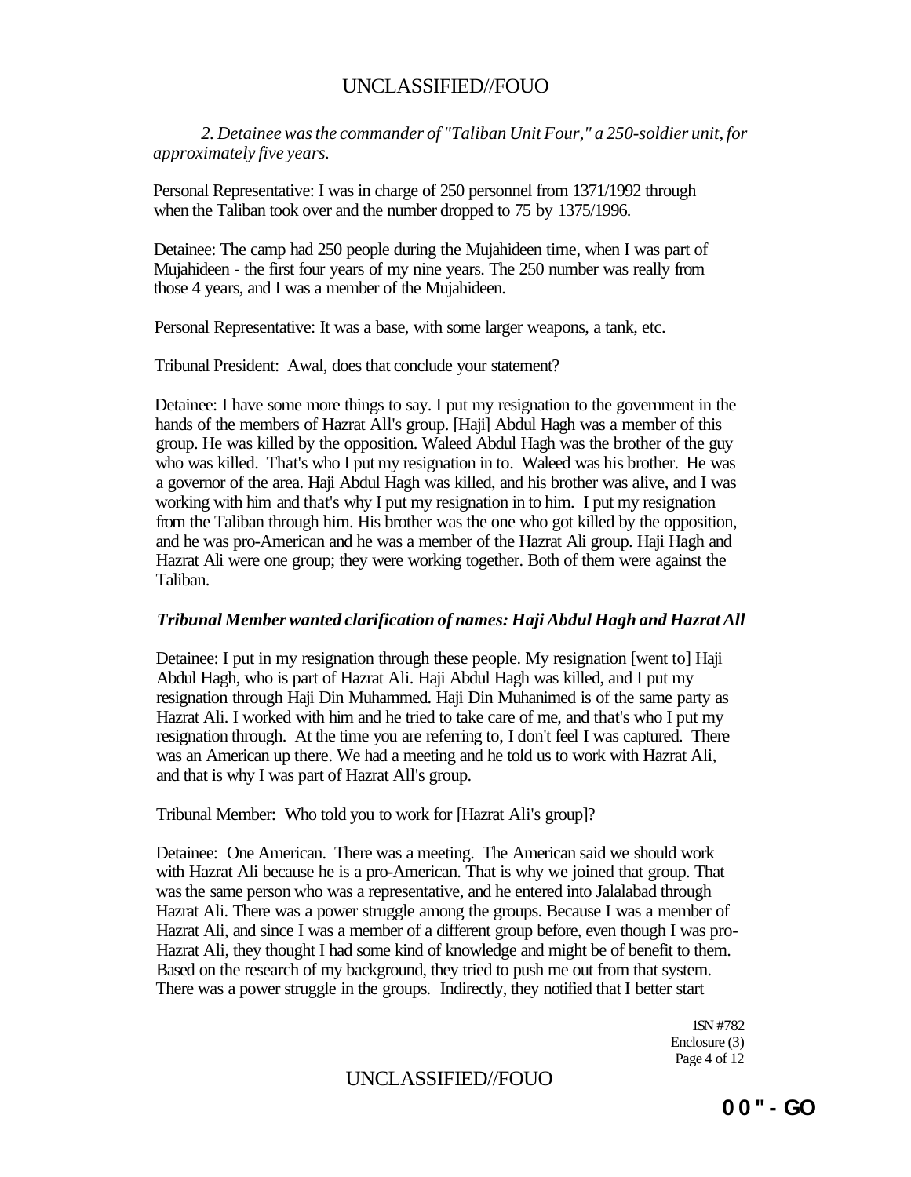*2. Detainee was the commander of "Taliban Unit Four," a 250-soldier unit, for approximately five years.*

Personal Representative: I was in charge of 250 personnel from 1371/1992 through when the Taliban took over and the number dropped to 75 by 1375/1996.

Detainee: The camp had 250 people during the Mujahideen time, when I was part of Mujahideen - the first four years of my nine years. The 250 number was really from those 4 years, and I was a member of the Mujahideen.

Personal Representative: It was a base, with some larger weapons, a tank, etc.

Tribunal President: Awal, does that conclude your statement?

Detainee: I have some more things to say. I put my resignation to the government in the hands of the members of Hazrat All's group. [Haji] Abdul Hagh was a member of this group. He was killed by the opposition. Waleed Abdul Hagh was the brother of the guy who was killed. That's who I put my resignation in to. Waleed was his brother. He was a governor of the area. Haji Abdul Hagh was killed, and his brother was alive, and I was working with him and that's why I put my resignation in to him. I put my resignation from the Taliban through him. His brother was the one who got killed by the opposition, and he was pro-American and he was a member of the Hazrat Ali group. Haji Hagh and Hazrat Ali were one group; they were working together. Both of them were against the Taliban.

***Tribunal Member wanted clarification of names: Haji Abdul Hagh and Hazrat All***

Detainee: I put in my resignation through these people. My resignation [went to] Haji Abdul Hagh, who is part of Hazrat Ali. Haji Abdul Hagh was killed, and I put my resignation through Haji Din Muhammed. Haji Din Muhanimed is of the same party as Hazrat Ali. I worked with him and he tried to take care of me, and that's who I put my resignation through. At the time you are referring to, I don't feel I was captured. There was an American up there. We had a meeting and he told us to work with Hazrat Ali, and that is why I was part of Hazrat All's group.

Tribunal Member: Who told you to work for [Hazrat Ali's group]?

Detainee: One American. There was a meeting. The American said we should work with Hazrat Ali because he is a pro-American. That is why we joined that group. That was the same person who was a representative, and he entered into Jalalabad through Hazrat Ali. There was a power struggle among the groups. Because I was a member of Hazrat Ali, and since I was a member of a different group before, even though I was pro-Hazrat Ali, they thought I had some kind of knowledge and might be of benefit to them. Based on the research of my background, they tried to push me out from that system. There was a power struggle in the groups. Indirectly, they notified that I better start

1SN #782
Enclosure (3)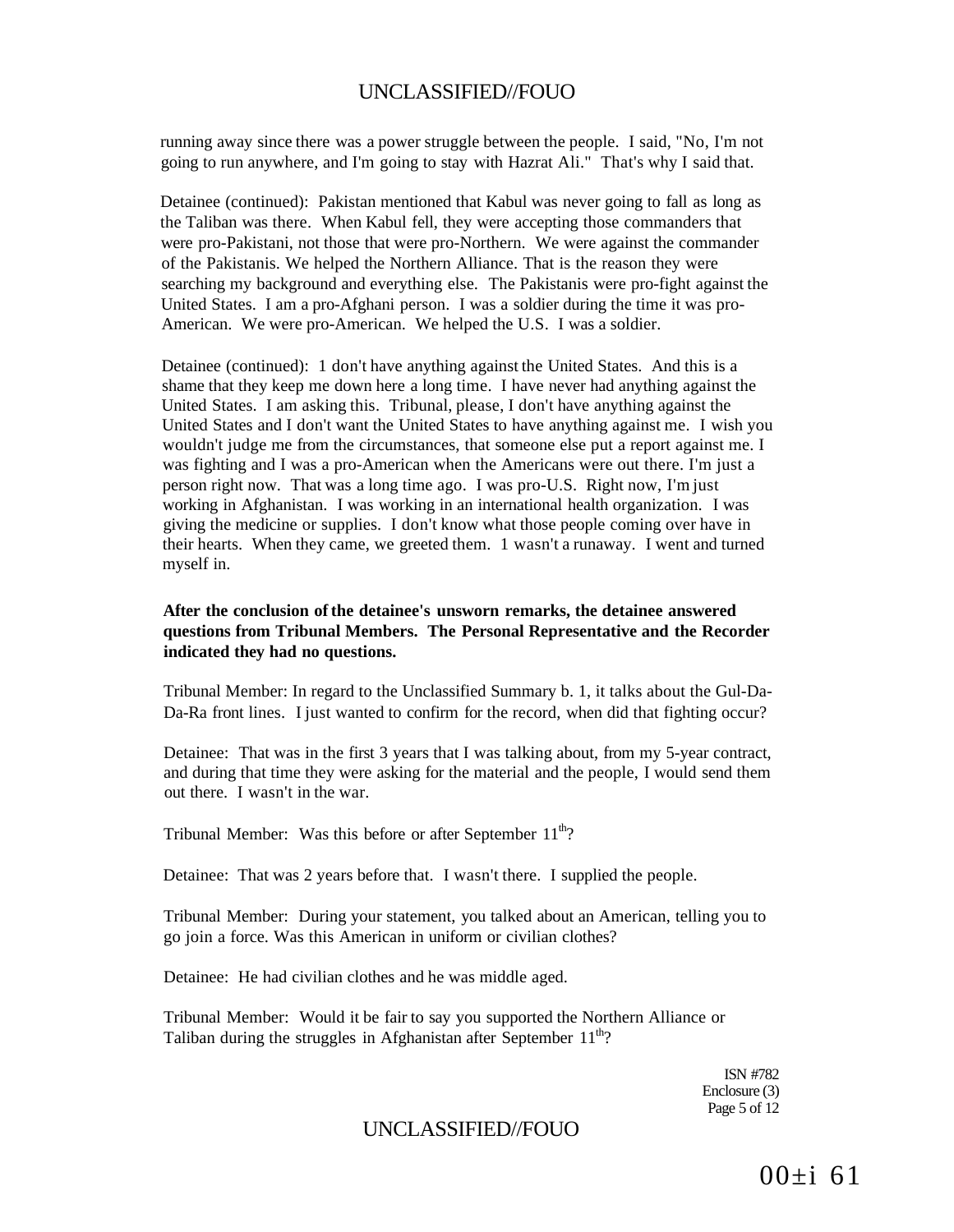running away since there was a power struggle between the people. I said, "No, I'm not going to run anywhere, and I'm going to stay with Hazrat Ali." That's why I said that.

Detainee (continued): Pakistan mentioned that Kabul was never going to fall as long as the Taliban was there. When Kabul fell, they were accepting those commanders that were pro-Pakistani, not those that were pro-Northern. We were against the commander of the Pakistanis. We helped the Northern Alliance. That is the reason they were searching my background and everything else. The Pakistanis were pro-fight against the United States. I am a pro-Afghani person. I was a soldier during the time it was pro-American. We were pro-American. We helped the U.S. I was a soldier.

Detainee (continued): 1 don't have anything against the United States. And this is a shame that they keep me down here a long time. I have never had anything against the United States. I am asking this. Tribunal, please, I don't have anything against the United States and I don't want the United States to have anything against me. I wish you wouldn't judge me from the circumstances, that someone else put a report against me. I was fighting and I was a pro-American when the Americans were out there. I'm just a person right now. That was a long time ago. I was pro-U.S. Right now, I'm just working in Afghanistan. I was working in an international health organization. I was giving the medicine or supplies. I don't know what those people coming over have in their hearts. When they came, we greeted them. 1 wasn't a runaway. I went and turned myself in.

**After the conclusion of the detainee's unsworn remarks, the detainee answered questions from Tribunal Members. The Personal Representative and the Recorder indicated they had no questions.**

Tribunal Member: In regard to the Unclassified Summary b. 1, it talks about the Gul-Da-Da-Ra front lines. I just wanted to confirm for the record, when did that fighting occur?

Detainee: That was in the first 3 years that I was talking about, from my 5-year contract, and during that time they were asking for the material and the people, I would send them out there. I wasn't in the war.

Tribunal Member: Was this before or after September 11th?

Detainee: That was 2 years before that. I wasn't there. I supplied the people.

Tribunal Member: During your statement, you talked about an American, telling you to go join a force. Was this American in uniform or civilian clothes?

Detainee: He had civilian clothes and he was middle aged.

Tribunal Member: Would it be fair to say you supported the Northern Alliance or Taliban during the struggles in Afghanistan after September 11th?

ISN #782
Enclosure (3)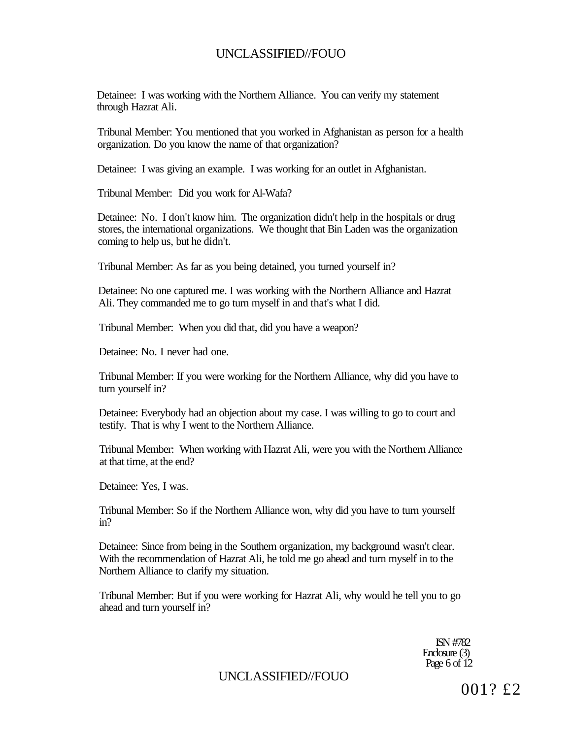Detainee: I was working with the Northern Alliance. You can verify my statement through Hazrat Ali.

Tribunal Member: You mentioned that you worked in Afghanistan as person for a health organization. Do you know the name of that organization?

Detainee: I was giving an example. I was working for an outlet in Afghanistan.

Tribunal Member: Did you work for Al-Wafa?

Detainee: No. I don't know him. The organization didn't help in the hospitals or drug stores, the international organizations. We thought that Bin Laden was the organization coming to help us, but he didn't.

Tribunal Member: As far as you being detained, you turned yourself in?

Detainee: No one captured me. I was working with the Northern Alliance and Hazrat Ali. They commanded me to go turn myself in and that's what I did.

Tribunal Member: When you did that, did you have a weapon?

Detainee: No. I never had one.

Tribunal Member: If you were working for the Northern Alliance, why did you have to turn yourself in?

Detainee: Everybody had an objection about my case. I was willing to go to court and testify. That is why I went to the Northern Alliance.

Tribunal Member: When working with Hazrat Ali, were you with the Northern Alliance at that time, at the end?

Detainee: Yes, I was.

Tribunal Member: So if the Northern Alliance won, why did you have to turn yourself in?

Detainee: Since from being in the Southern organization, my background wasn't clear. With the recommendation of Hazrat Ali, he told me go ahead and turn myself in to the Northern Alliance to clarify my situation.

Tribunal Member: But if you were working for Hazrat Ali, why would he tell you to go ahead and turn yourself in?

ISN #782
Enclosure (3)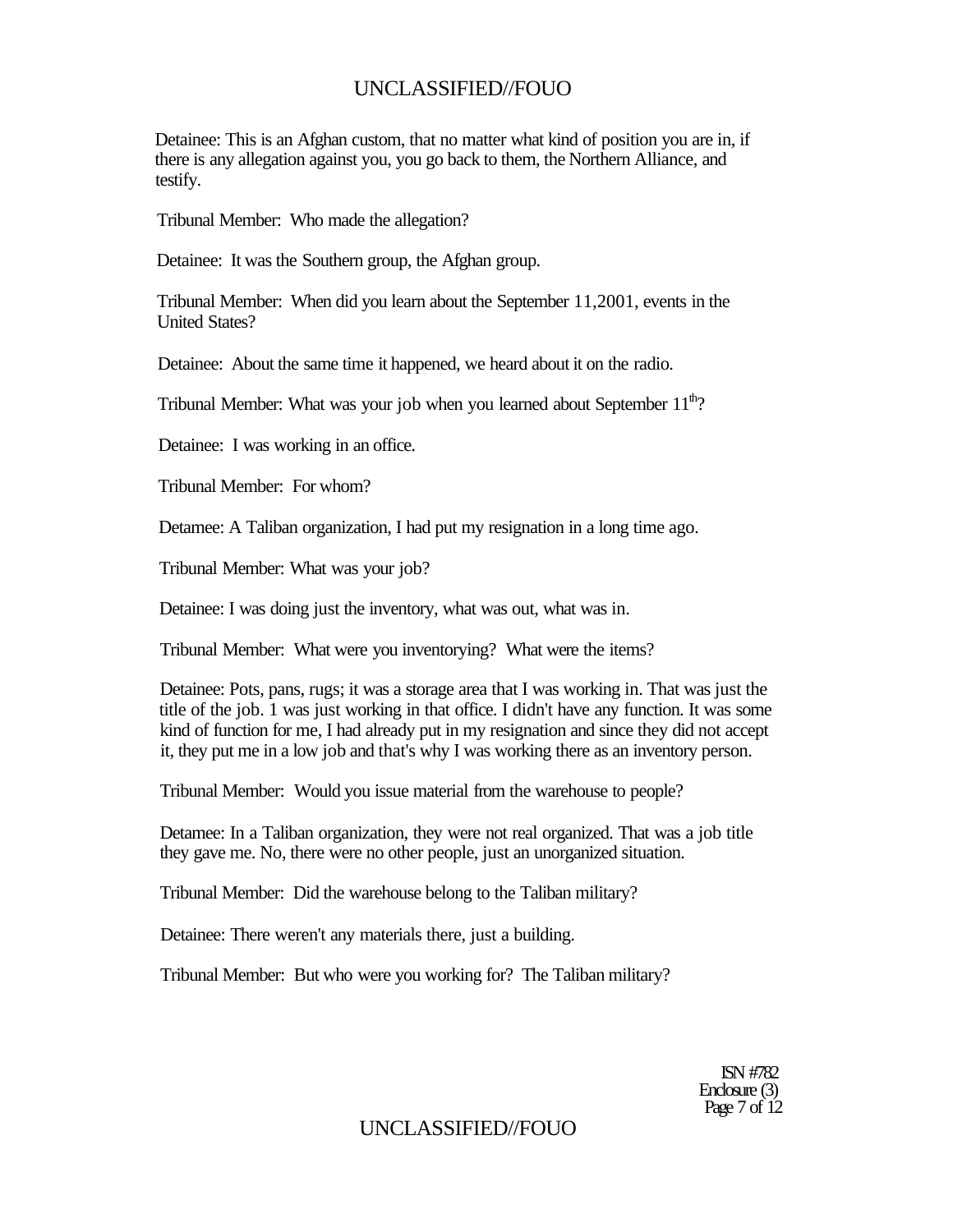Detainee: This is an Afghan custom, that no matter what kind of position you are in, if there is any allegation against you, you go back to them, the Northern Alliance, and testify.

Tribunal Member: Who made the allegation?

Detainee: It was the Southern group, the Afghan group.

Tribunal Member: When did you learn about the September 11,2001, events in the United States?

Detainee: About the same time it happened, we heard about it on the radio.

Tribunal Member: What was your job when you learned about September 11th?

Detainee: I was working in an office.

Tribunal Member: For whom?

Detamee: A Taliban organization, I had put my resignation in a long time ago.

Tribunal Member: What was your job?

Detainee: I was doing just the inventory, what was out, what was in.

Tribunal Member: What were you inventorying? What were the items?

Detainee: Pots, pans, rugs; it was a storage area that I was working in. That was just the title of the job. 1 was just working in that office. I didn't have any function. It was some kind of function for me, I had already put in my resignation and since they did not accept it, they put me in a low job and that's why I was working there as an inventory person.

Tribunal Member: Would you issue material from the warehouse to people?

Detamee: In a Taliban organization, they were not real organized. That was a job title they gave me. No, there were no other people, just an unorganized situation.

Tribunal Member: Did the warehouse belong to the Taliban military?

Detainee: There weren't any materials there, just a building.

Tribunal Member: But who were you working for? The Taliban military?

ISN #782
Enclosure (3)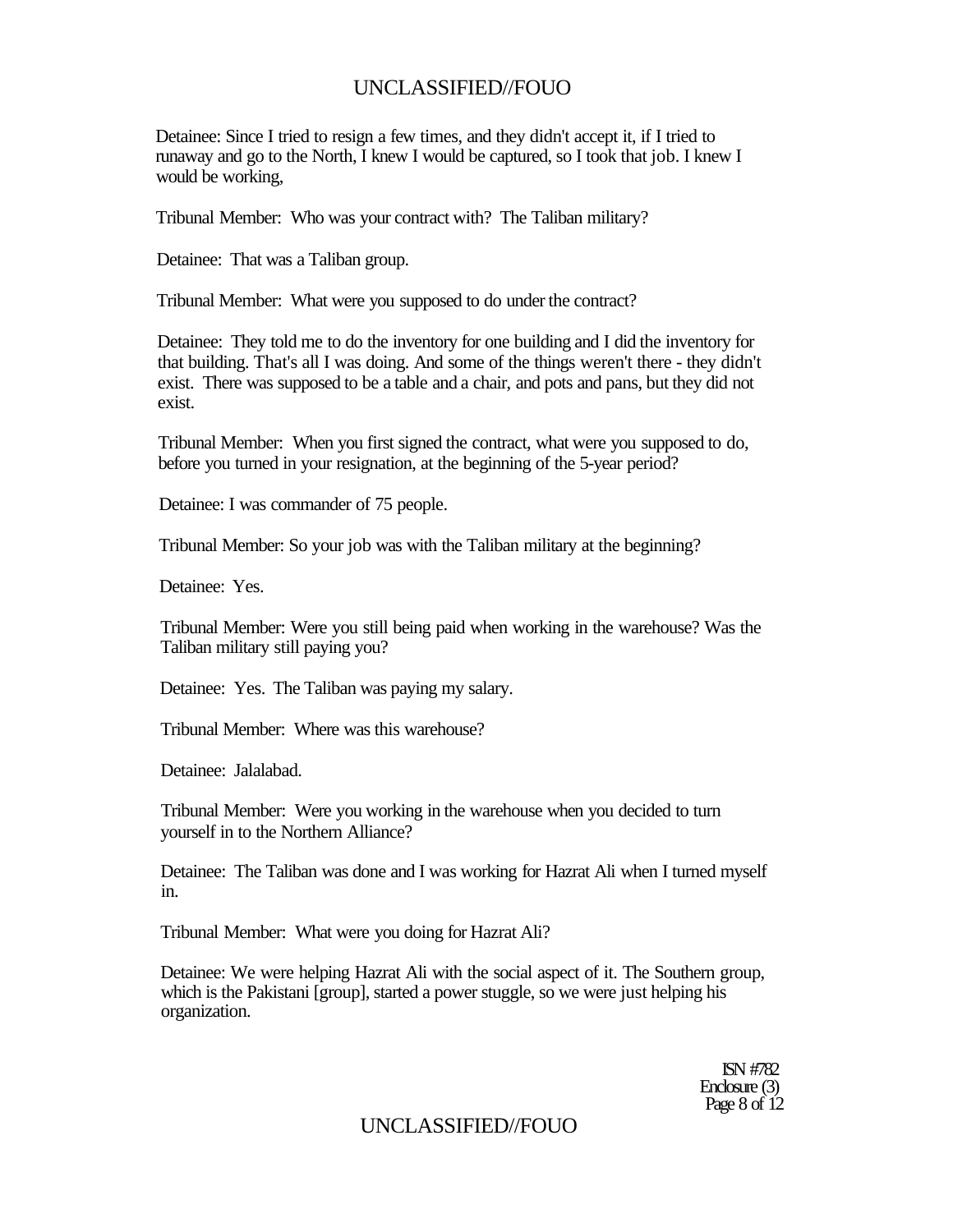Detainee: Since I tried to resign a few times, and they didn't accept it, if I tried to runaway and go to the North, I knew I would be captured, so I took that job. I knew I would be working,

Tribunal Member: Who was your contract with? The Taliban military?

Detainee: That was a Taliban group.

Tribunal Member: What were you supposed to do under the contract?

Detainee: They told me to do the inventory for one building and I did the inventory for that building. That's all I was doing. And some of the things weren't there - they didn't exist. There was supposed to be a table and a chair, and pots and pans, but they did not exist.

Tribunal Member: When you first signed the contract, what were you supposed to do, before you turned in your resignation, at the beginning of the 5-year period?

Detainee: I was commander of 75 people.

Tribunal Member: So your job was with the Taliban military at the beginning?

Detainee: Yes.

Tribunal Member: Were you still being paid when working in the warehouse? Was the Taliban military still paying you?

Detainee: Yes. The Taliban was paying my salary.

Tribunal Member: Where was this warehouse?

Detainee: Jalalabad.

Tribunal Member: Were you working in the warehouse when you decided to turn yourself in to the Northern Alliance?

Detainee: The Taliban was done and I was working for Hazrat Ali when I turned myself in.

Tribunal Member: What were you doing for Hazrat Ali?

Detainee: We were helping Hazrat Ali with the social aspect of it. The Southern group, which is the Pakistani [group], started a power stuggle, so we were just helping his organization.

ISN #782
Enclosure (3)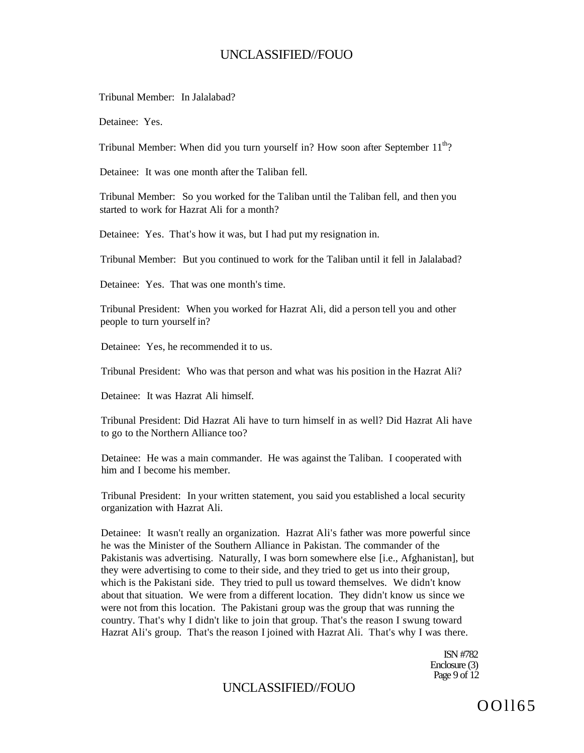Tribunal Member: In Jalalabad?

Detainee: Yes.

Tribunal Member: When did you turn yourself in? How soon after September 11th?

Detainee: It was one month after the Taliban fell.

Tribunal Member: So you worked for the Taliban until the Taliban fell, and then you started to work for Hazrat Ali for a month?

Detainee: Yes. That's how it was, but I had put my resignation in.

Tribunal Member: But you continued to work for the Taliban until it fell in Jalalabad?

Detainee: Yes. That was one month's time.

Tribunal President: When you worked for Hazrat Ali, did a person tell you and other people to turn yourself in?

Detainee: Yes, he recommended it to us.

Tribunal President: Who was that person and what was his position in the Hazrat Ali?

Detainee: It was Hazrat Ali himself.

Tribunal President: Did Hazrat Ali have to turn himself in as well? Did Hazrat Ali have to go to the Northern Alliance too?

Detainee: He was a main commander. He was against the Taliban. I cooperated with him and I become his member.

Tribunal President: In your written statement, you said you established a local security organization with Hazrat Ali.

Detainee: It wasn't really an organization. Hazrat Ali's father was more powerful since he was the Minister of the Southern Alliance in Pakistan. The commander of the Pakistanis was advertising. Naturally, I was born somewhere else [i.e., Afghanistan], but they were advertising to come to their side, and they tried to get us into their group, which is the Pakistani side. They tried to pull us toward themselves. We didn't know about that situation. We were from a different location. They didn't know us since we were not from this location. The Pakistani group was the group that was running the country. That's why I didn't like to join that group. That's the reason I swung toward Hazrat Ali's group. That's the reason I joined with Hazrat Ali. That's why I was there.

ISN #782
Enclosure (3)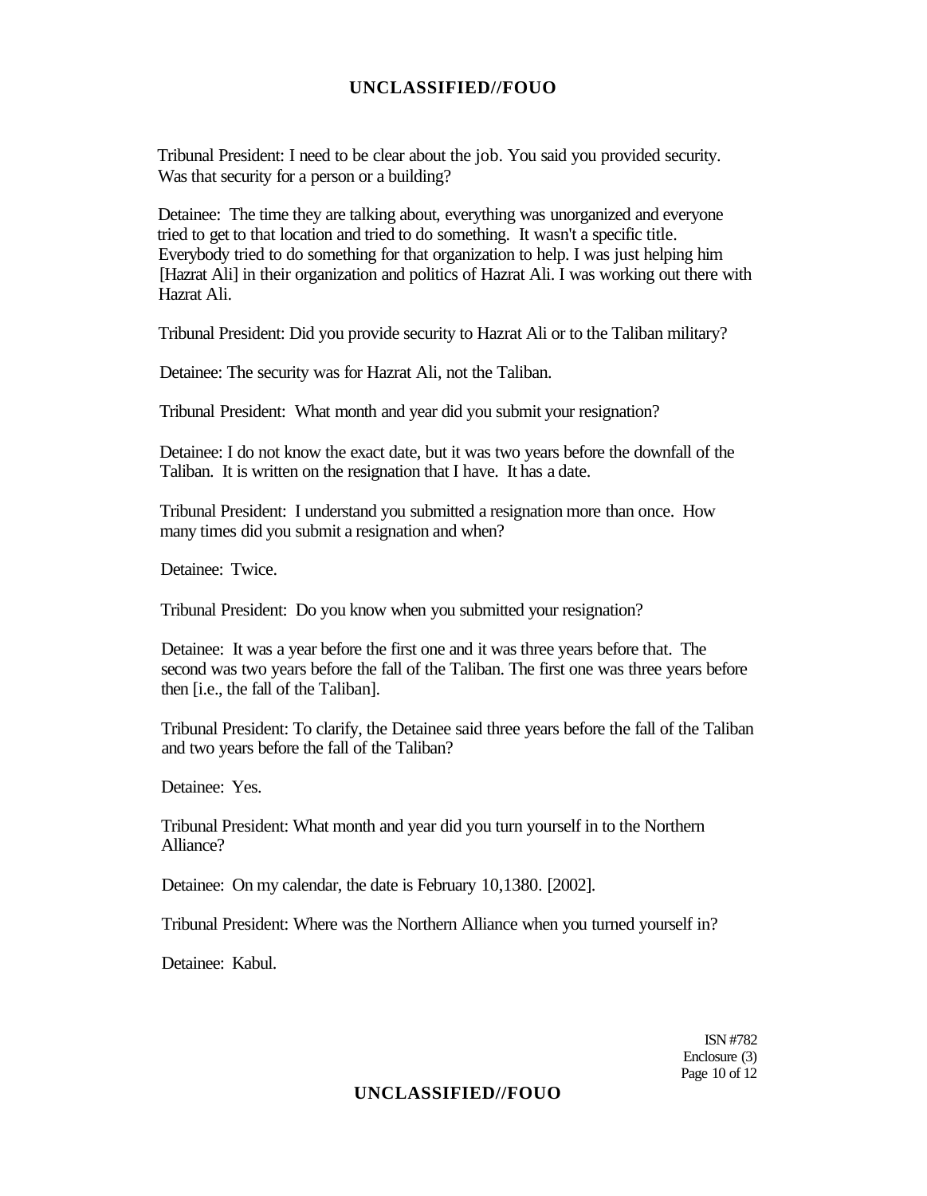Tribunal President: I need to be clear about the job. You said you provided security. Was that security for a person or a building?

Detainee: The time they are talking about, everything was unorganized and everyone tried to get to that location and tried to do something. It wasn't a specific title. Everybody tried to do something for that organization to help. I was just helping him [Hazrat Ali] in their organization and politics of Hazrat Ali. I was working out there with Hazrat Ali.

Tribunal President: Did you provide security to Hazrat Ali or to the Taliban military?

Detainee: The security was for Hazrat Ali, not the Taliban.

Tribunal President: What month and year did you submit your resignation?

Detainee: I do not know the exact date, but it was two years before the downfall of the Taliban. It is written on the resignation that I have. It has a date.

Tribunal President: I understand you submitted a resignation more than once. How many times did you submit a resignation and when?

Detainee: Twice.

Tribunal President: Do you know when you submitted your resignation?

Detainee: It was a year before the first one and it was three years before that. The second was two years before the fall of the Taliban. The first one was three years before then [i.e., the fall of the Taliban].

Tribunal President: To clarify, the Detainee said three years before the fall of the Taliban and two years before the fall of the Taliban?

Detainee: Yes.

Tribunal President: What month and year did you turn yourself in to the Northern Alliance?

Detainee: On my calendar, the date is February 10,1380. [2002].

Tribunal President: Where was the Northern Alliance when you turned yourself in?

Detainee: Kabul.

ISN #782
Enclosure (3)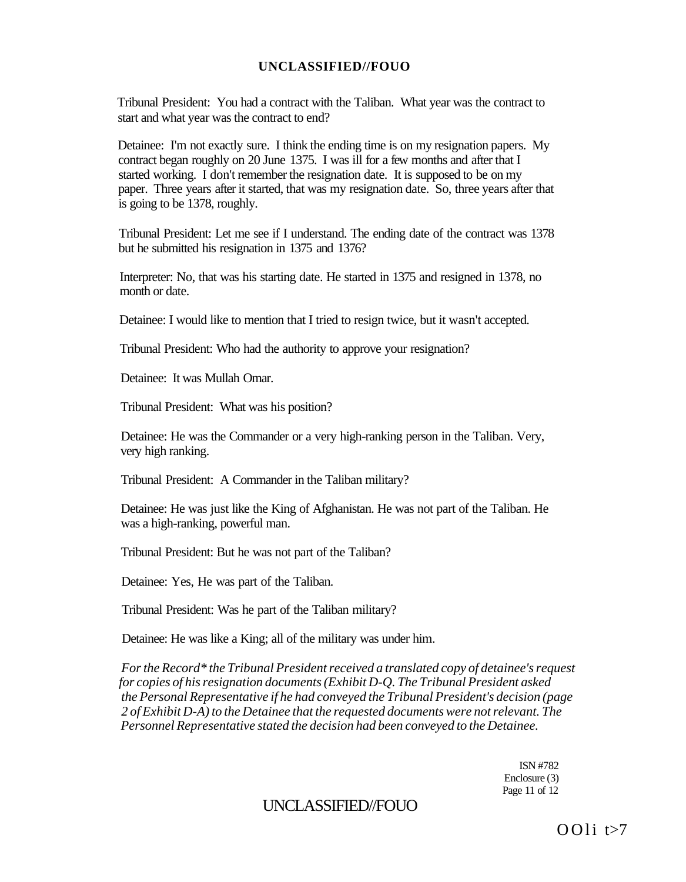Tribunal President: You had a contract with the Taliban. What year was the contract to start and what year was the contract to end?

Detainee: I'm not exactly sure. I think the ending time is on my resignation papers. My contract began roughly on 20 June 1375. I was ill for a few months and after that I started working. I don't remember the resignation date. It is supposed to be on my paper. Three years after it started, that was my resignation date. So, three years after that is going to be 1378, roughly.

Tribunal President: Let me see if I understand. The ending date of the contract was 1378 but he submitted his resignation in 1375 and 1376?

Interpreter: No, that was his starting date. He started in 1375 and resigned in 1378, no month or date.

Detainee: I would like to mention that I tried to resign twice, but it wasn't accepted.

Tribunal President: Who had the authority to approve your resignation?

Detainee: It was Mullah Omar.

Tribunal President: What was his position?

Detainee: He was the Commander or a very high-ranking person in the Taliban. Very, very high ranking.

Tribunal President: A Commander in the Taliban military?

Detainee: He was just like the King of Afghanistan. He was not part of the Taliban. He was a high-ranking, powerful man.

Tribunal President: But he was not part of the Taliban?

Detainee: Yes, He was part of the Taliban.

Tribunal President: Was he part of the Taliban military?

Detainee: He was like a King; all of the military was under him.

*For the Record* the Tribunal President received a translated copy of detainee's request for copies of his resignation documents (Exhibit D-Q. The Tribunal President asked the Personal Representative if he had conveyed the Tribunal President's decision (page 2 of Exhibit D-A) to the Detainee that the requested documents were not relevant. The Personnel Representative stated the decision had been conveyed to the Detainee.*

ISN #782
Enclosure (3)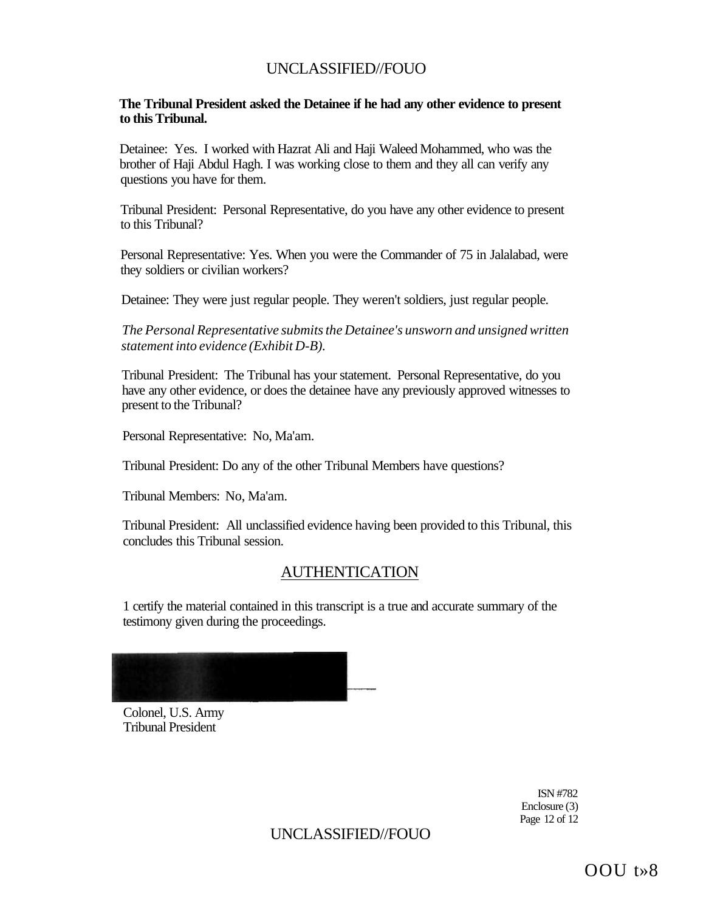**The Tribunal President asked the Detainee if he had any other evidence to present to this Tribunal.**

Detainee: Yes. I worked with Hazrat Ali and Haji Waleed Mohammed, who was the brother of Haji Abdul Hagh. I was working close to them and they all can verify any questions you have for them.

Tribunal President: Personal Representative, do you have any other evidence to present to this Tribunal?

Personal Representative: Yes. When you were the Commander of 75 in Jalalabad, were they soldiers or civilian workers?

Detainee: They were just regular people. They weren't soldiers, just regular people.

*The Personal Representative submits the Detainee's unsworn and unsigned written statement into evidence (Exhibit D-B).*

Tribunal President: The Tribunal has your statement. Personal Representative, do you have any other evidence, or does the detainee have any previously approved witnesses to present to the Tribunal?

Personal Representative: No, Ma'am.

Tribunal President: Do any of the other Tribunal Members have questions?

Tribunal Members: No, Ma'am.

Tribunal President: All unclassified evidence having been provided to this Tribunal, this concludes this Tribunal session.

## AUTHENTICATION

1 certify the material contained in this transcript is a true and accurate summary of the testimony given during the proceedings.

Colonel, U.S. Army
Tribunal President

ISN #782
Enclosure (3)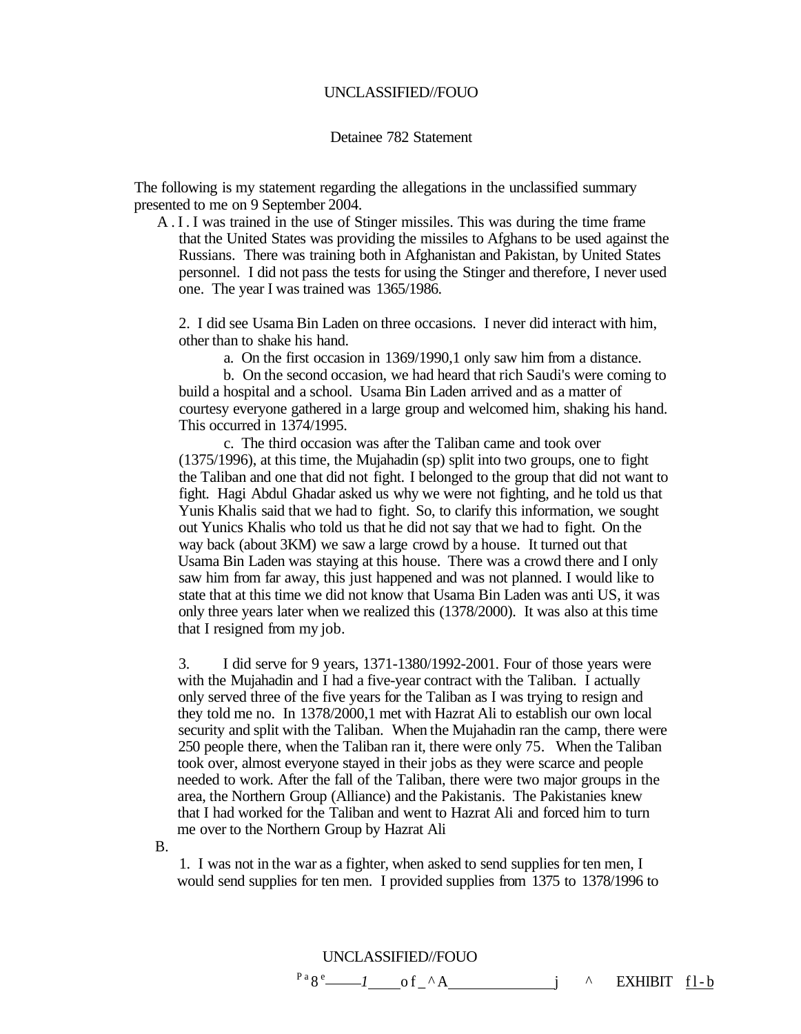UNCLASSIFIED//FOUO

Detainee 782 Statement

The following is my statement regarding the allegations in the unclassified summary presented to me on 9 September 2004.

A . I . I was trained in the use of Stinger missiles. This was during the time frame that the United States was providing the missiles to Afghans to be used against the Russians. There was training both in Afghanistan and Pakistan, by United States personnel. I did not pass the tests for using the Stinger and therefore, I never used one. The year I was trained was 1365/1986.

2. I did see Usama Bin Laden on three occasions. I never did interact with him, other than to shake his hand.

a. On the first occasion in 1369/1990,1 only saw him from a distance.

b. On the second occasion, we had heard that rich Saudi's were coming to build a hospital and a school. Usama Bin Laden arrived and as a matter of courtesy everyone gathered in a large group and welcomed him, shaking his hand. This occurred in 1374/1995.

c. The third occasion was after the Taliban came and took over (1375/1996), at this time, the Mujahadin (sp) split into two groups, one to fight the Taliban and one that did not fight. I belonged to the group that did not want to fight. Hagi Abdul Ghadar asked us why we were not fighting, and he told us that Yunis Khalis said that we had to fight. So, to clarify this information, we sought out Yunics Khalis who told us that he did not say that we had to fight. On the way back (about 3KM) we saw a large crowd by a house. It turned out that Usama Bin Laden was staying at this house. There was a crowd there and I only saw him from far away, this just happened and was not planned. I would like to state that at this time we did not know that Usama Bin Laden was anti US, it was only three years later when we realized this (1378/2000). It was also at this time that I resigned from my job.

3. I did serve for 9 years, 1371-1380/1992-2001. Four of those years were with the Mujahadin and I had a five-year contract with the Taliban. I actually only served three of the five years for the Taliban as I was trying to resign and they told me no. In 1378/2000,1 met with Hazrat Ali to establish our own local security and split with the Taliban. When the Mujahadin ran the camp, there were 250 people there, when the Taliban ran it, there were only 75. When the Taliban took over, almost everyone stayed in their jobs as they were scarce and people needed to work. After the fall of the Taliban, there were two major groups in the area, the Northern Group (Alliance) and the Pakistanis. The Pakistanies knew that I had worked for the Taliban and went to Hazrat Ali and forced him to turn me over to the Northern Group by Hazrat Ali

B.

1. I was not in the war as a fighter, when asked to send supplies for ten men, I would send supplies for ten men. I provided supplies from 1375 to 1378/1996 to

UNCLASSIFIED//FOUO

EXHIBIT f1-b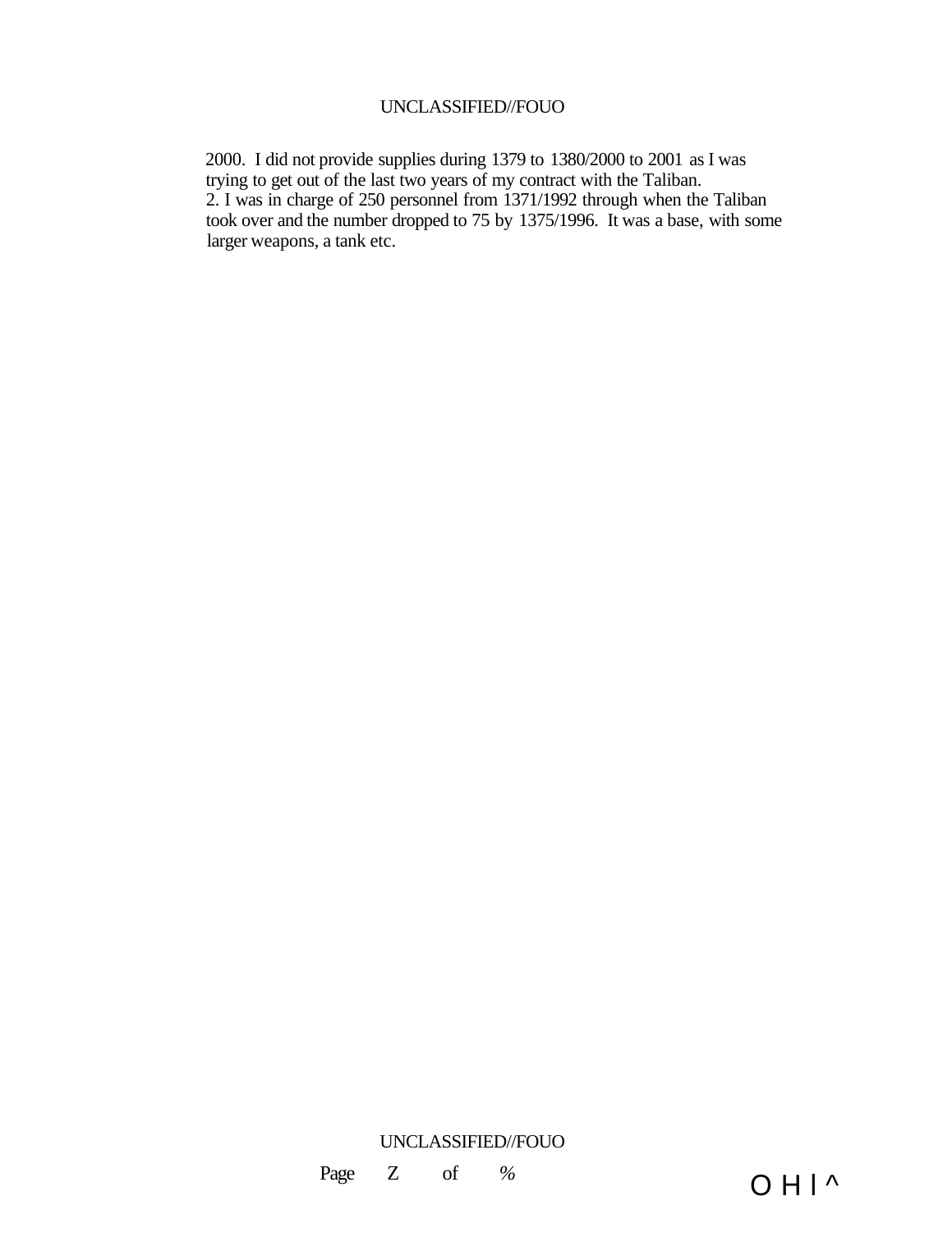2000. I did not provide supplies during 1379 to 1380/2000 to 2001 as I was trying to get out of the last two years of my contract with the Taliban.

2. I was in charge of 250 personnel from 1371/1992 through when the Taliban took over and the number dropped to 75 by 1375/1996. It was a base, with some larger weapons, a tank etc.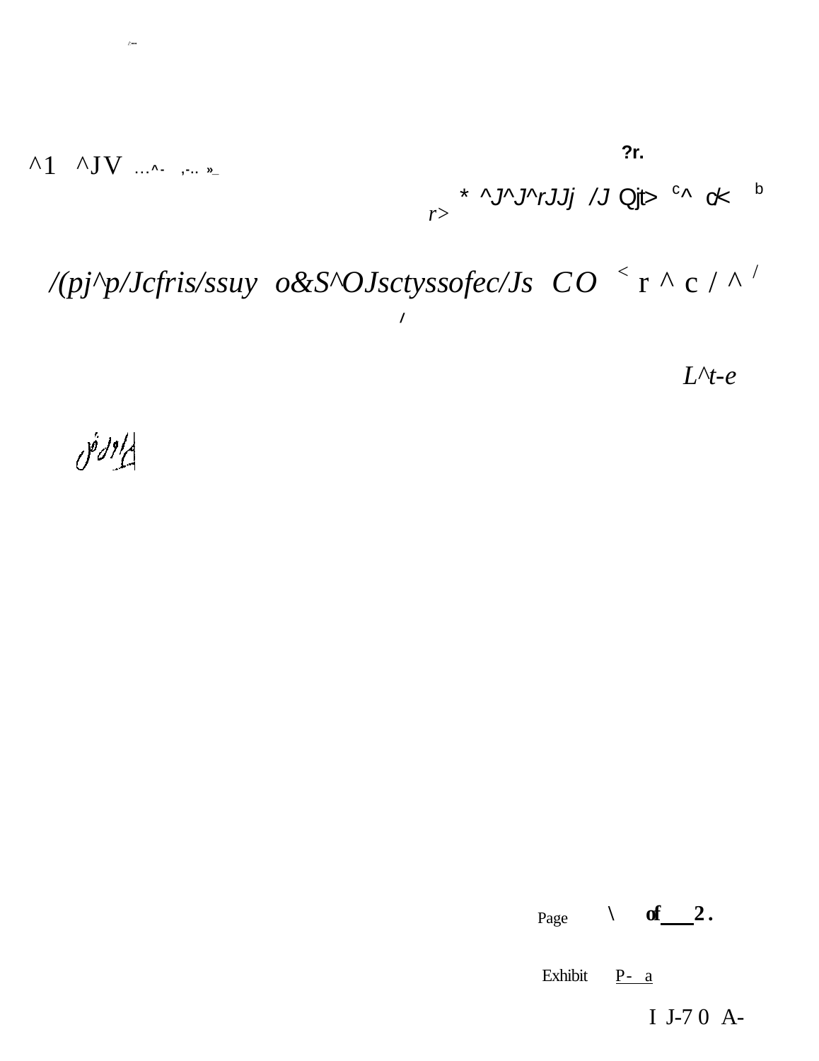^1 ^JV ...^- ,-.. »_

?r.

r> * ^J^J^rJJj /J Qjt> c^ o< b

/(pj^p/Jcfris/ssuy o&S^OJsctyssofec/Js CO < r ^ c / ^ /

/

L^t-e

Exhibit P-a

I J-70 A-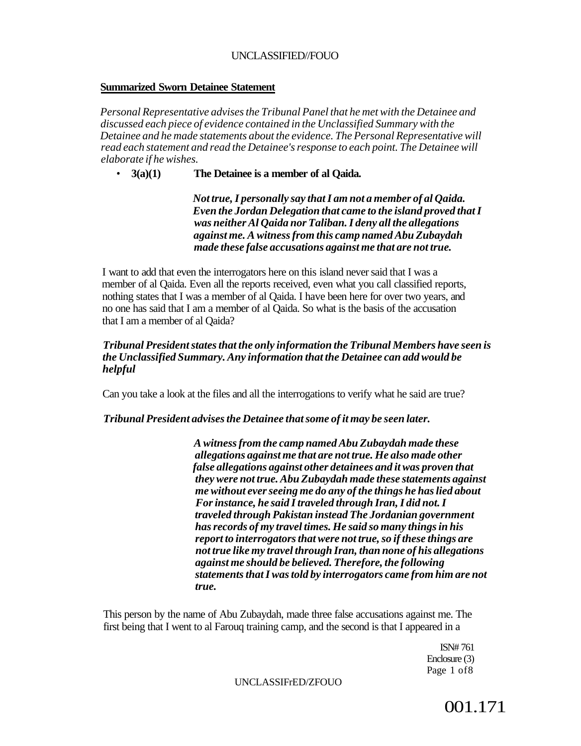**Summarized Sworn Detainee Statement**

*Personal Representative advises the Tribunal Panel that he met with the Detainee and discussed each piece of evidence contained in the Unclassified Summary with the Detainee and he made statements about the evidence. The Personal Representative will read each statement and read the Detainee's response to each point. The Detainee will elaborate if he wishes.*

- **3(a)(1) The Detainee is a member of al Qaida.**

  ***Not true, I personally say that I am not a member of al Qaida. Even the Jordan Delegation that came to the island proved that I was neither Al Qaida nor Taliban. I deny all the allegations against me. A witness from this camp named Abu Zubaydah made these false accusations against me that are not true.***

I want to add that even the interrogators here on this island never said that I was a member of al Qaida. Even all the reports received, even what you call classified reports, nothing states that I was a member of al Qaida. I have been here for over two years, and no one has said that I am a member of al Qaida. So what is the basis of the accusation that I am a member of al Qaida?

***Tribunal President states that the only information the Tribunal Members have seen is the Unclassified Summary. Any information that the Detainee can add would be helpful***

Can you take a look at the files and all the interrogations to verify what he said are true?

***Tribunal President advises the Detainee that some of it may be seen later.***

***A witness from the camp named Abu Zubaydah made these allegations against me that are not true. He also made other false allegations against other detainees and it was proven that they were not true. Abu Zubaydah made these statements against me without ever seeing me do any of the things he has lied about For instance, he said I traveled through Iran, I did not. I traveled through Pakistan instead The Jordanian government has records of my travel times. He said so many things in his report to interrogators that were not true, so if these things are not true like my travel through Iran, than none of his allegations against me should be believed. Therefore, the following statements that I was told by interrogators came from him are not true.***

This person by the name of Abu Zubaydah, made three false accusations against me. The first being that I went to al Farouq training camp, and the second is that I appeared in a

ISN# 761
Enclosure (3)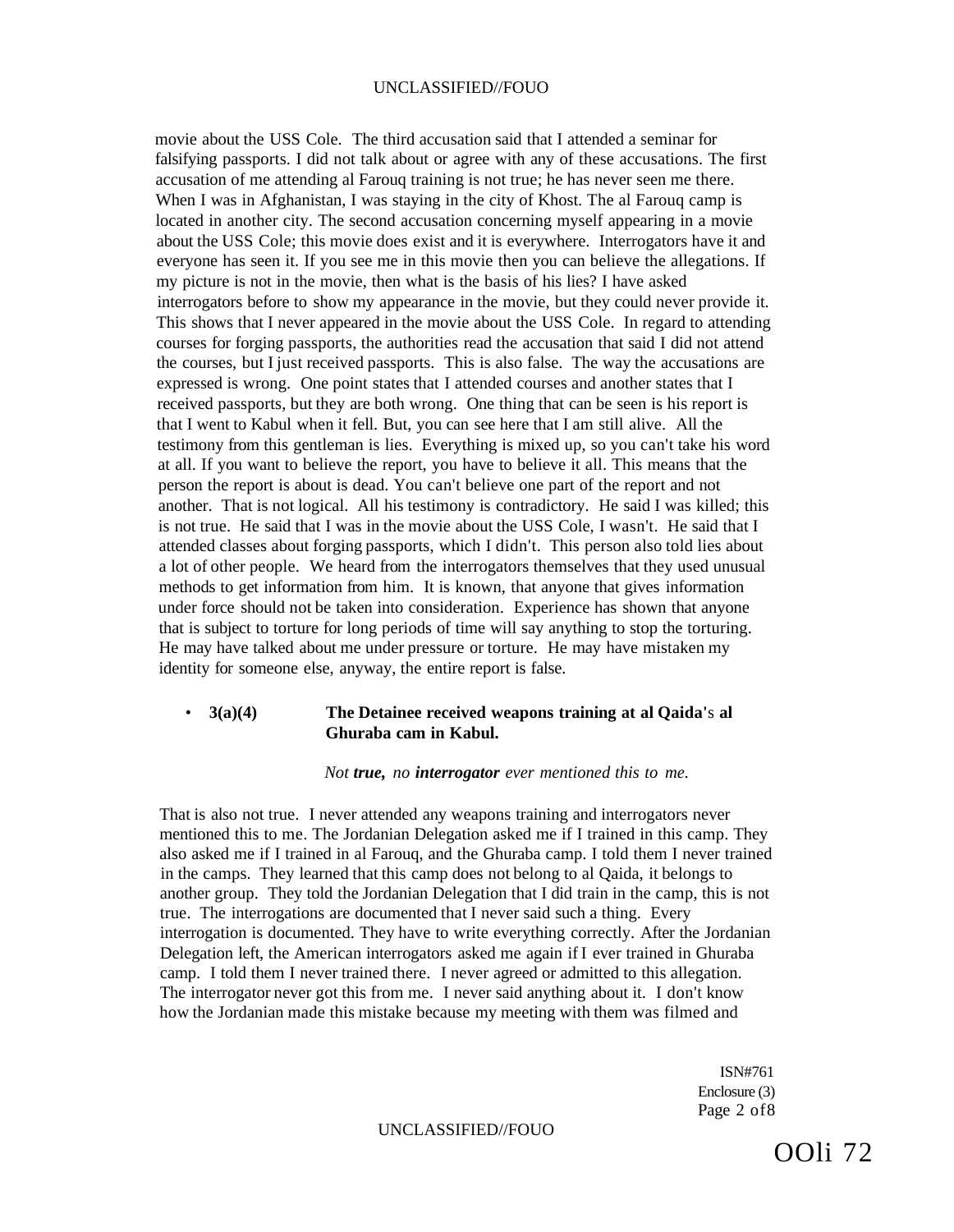movie about the USS Cole. The third accusation said that I attended a seminar for falsifying passports. I did not talk about or agree with any of these accusations. The first accusation of me attending al Farouq training is not true; he has never seen me there. When I was in Afghanistan, I was staying in the city of Khost. The al Farouq camp is located in another city. The second accusation concerning myself appearing in a movie about the USS Cole; this movie does exist and it is everywhere. Interrogators have it and everyone has seen it. If you see me in this movie then you can believe the allegations. If my picture is not in the movie, then what is the basis of his lies? I have asked interrogators before to show my appearance in the movie, but they could never provide it. This shows that I never appeared in the movie about the USS Cole. In regard to attending courses for forging passports, the authorities read the accusation that said I did not attend the courses, but I just received passports. This is also false. The way the accusations are expressed is wrong. One point states that I attended courses and another states that I received passports, but they are both wrong. One thing that can be seen is his report is that I went to Kabul when it fell. But, you can see here that I am still alive. All the testimony from this gentleman is lies. Everything is mixed up, so you can't take his word at all. If you want to believe the report, you have to believe it all. This means that the person the report is about is dead. You can't believe one part of the report and not another. That is not logical. All his testimony is contradictory. He said I was killed; this is not true. He said that I was in the movie about the USS Cole, I wasn't. He said that I attended classes about forging passports, which I didn't. This person also told lies about a lot of other people. We heard from the interrogators themselves that they used unusual methods to get information from him. It is known, that anyone that gives information under force should not be taken into consideration. Experience has shown that anyone that is subject to torture for long periods of time will say anything to stop the torturing. He may have talked about me under pressure or torture. He may have mistaken my identity for someone else, anyway, the entire report is false.

- **3(a)(4) The Detainee received weapons training at al Qaida's al Ghuraba cam in Kabul.**

*Not **true,** no **interrogator** ever mentioned this to me.*

That is also not true. I never attended any weapons training and interrogators never mentioned this to me. The Jordanian Delegation asked me if I trained in this camp. They also asked me if I trained in al Farouq, and the Ghuraba camp. I told them I never trained in the camps. They learned that this camp does not belong to al Qaida, it belongs to another group. They told the Jordanian Delegation that I did train in the camp, this is not true. The interrogations are documented that I never said such a thing. Every interrogation is documented. They have to write everything correctly. After the Jordanian Delegation left, the American interrogators asked me again if I ever trained in Ghuraba camp. I told them I never trained there. I never agreed or admitted to this allegation. The interrogator never got this from me. I never said anything about it. I don't know how the Jordanian made this mistake because my meeting with them was filmed and

ISN#761
Enclosure (3)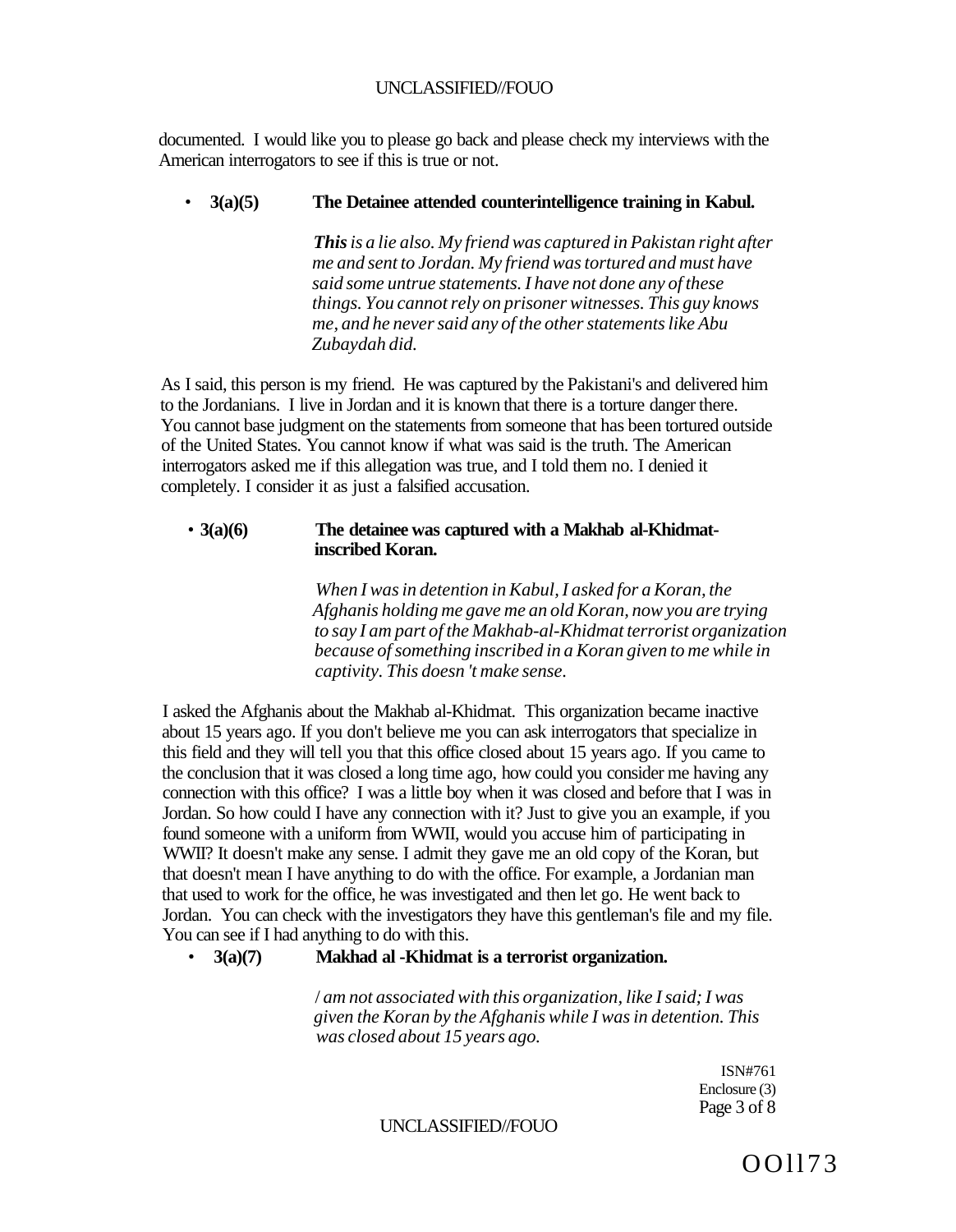documented. I would like you to please go back and please check my interviews with the American interrogators to see if this is true or not.

- **3(a)(5) The Detainee attended counterintelligence training in Kabul.**

  ***This** is a lie also. My friend was captured in Pakistan right after me and sent to Jordan. My friend was tortured and must have said some untrue statements. I have not done any of these things. You cannot rely on prisoner witnesses. This guy knows me, and he never said any of the other statements like Abu Zubaydah did.*

As I said, this person is my friend. He was captured by the Pakistani's and delivered him to the Jordanians. I live in Jordan and it is known that there is a torture danger there. You cannot base judgment on the statements from someone that has been tortured outside of the United States. You cannot know if what was said is the truth. The American interrogators asked me if this allegation was true, and I told them no. I denied it completely. I consider it as just a falsified accusation.

- **3(a)(6) The detainee was captured with a Makhab al-Khidmat-inscribed Koran.**

  *When I was in detention in Kabul, I asked for a Koran, the Afghanis holding me gave me an old Koran, now you are trying to say I am part of the Makhab-al-Khidmat terrorist organization because of something inscribed in a Koran given to me while in captivity. This doesn't make sense.*

I asked the Afghanis about the Makhab al-Khidmat. This organization became inactive about 15 years ago. If you don't believe me you can ask interrogators that specialize in this field and they will tell you that this office closed about 15 years ago. If you came to the conclusion that it was closed a long time ago, how could you consider me having any connection with this office? I was a little boy when it was closed and before that I was in Jordan. So how could I have any connection with it? Just to give you an example, if you found someone with a uniform from WWII, would you accuse him of participating in WWII? It doesn't make any sense. I admit they gave me an old copy of the Koran, but that doesn't mean I have anything to do with the office. For example, a Jordanian man that used to work for the office, he was investigated and then let go. He went back to Jordan. You can check with the investigators they have this gentleman's file and my file. You can see if I had anything to do with this.

- **3(a)(7) Makhad al -Khidmat is a terrorist organization.**

  */ am not associated with this organization, like I said; I was given the Koran by the Afghanis while I was in detention. This was closed about 15 years ago.*

ISN#761
Enclosure (3)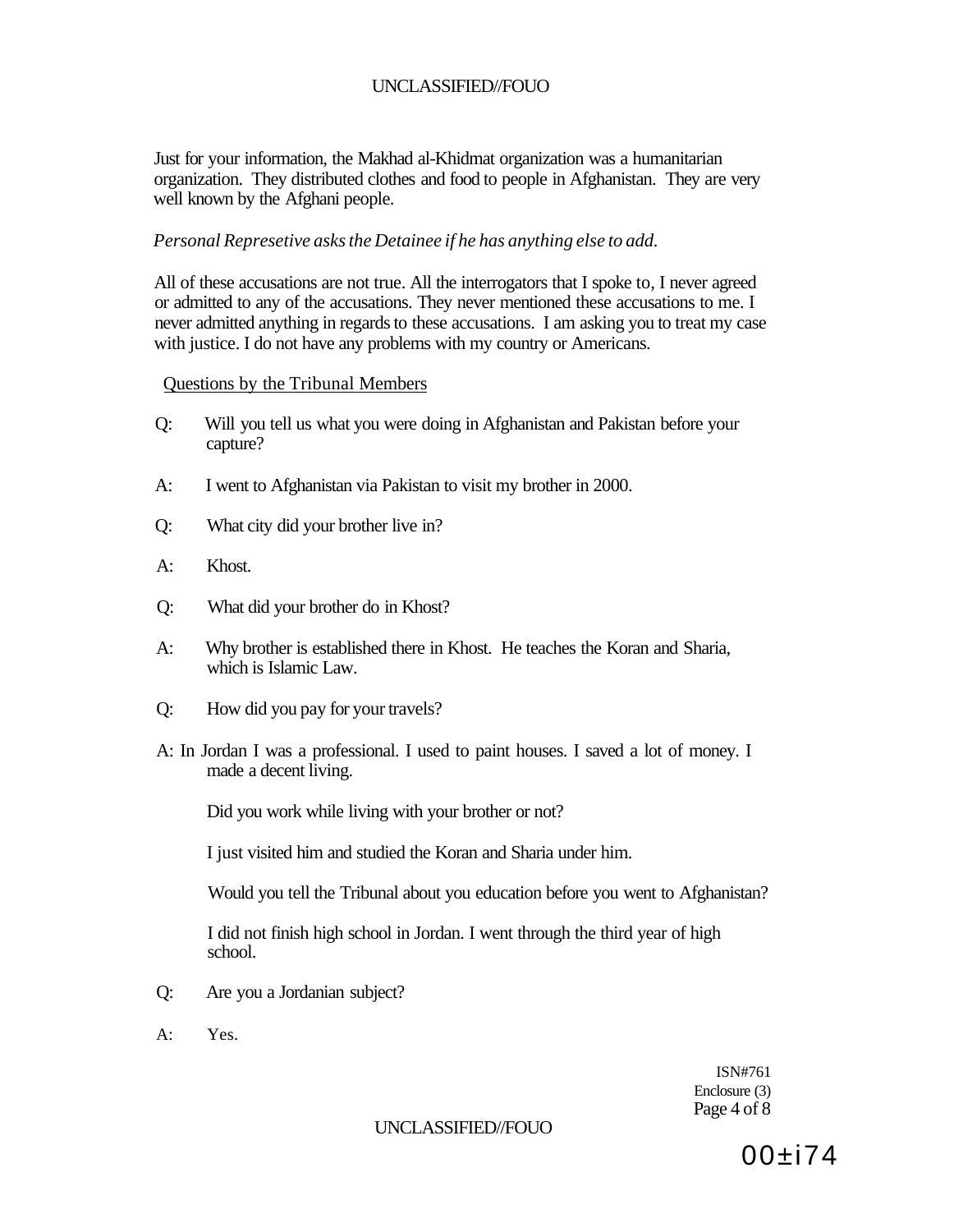Just for your information, the Makhad al-Khidmat organization was a humanitarian organization. They distributed clothes and food to people in Afghanistan. They are very well known by the Afghani people.

*Personal Represetive asks the Detainee if he has anything else to add.*

All of these accusations are not true. All the interrogators that I spoke to, I never agreed or admitted to any of the accusations. They never mentioned these accusations to me. I never admitted anything in regards to these accusations. I am asking you to treat my case with justice. I do not have any problems with my country or Americans.

Questions by the Tribunal Members

Q: Will you tell us what you were doing in Afghanistan and Pakistan before your capture?

A: I went to Afghanistan via Pakistan to visit my brother in 2000.

Q: What city did your brother live in?

A: Khost.

Q: What did your brother do in Khost?

A: Why brother is established there in Khost. He teaches the Koran and Sharia, which is Islamic Law.

Q: How did you pay for your travels?

A: In Jordan I was a professional. I used to paint houses. I saved a lot of money. I made a decent living.

Did you work while living with your brother or not?

I just visited him and studied the Koran and Sharia under him.

Would you tell the Tribunal about you education before you went to Afghanistan?

I did not finish high school in Jordan. I went through the third year of high school.

Q: Are you a Jordanian subject?

A: Yes.

ISN#761
Enclosure (3)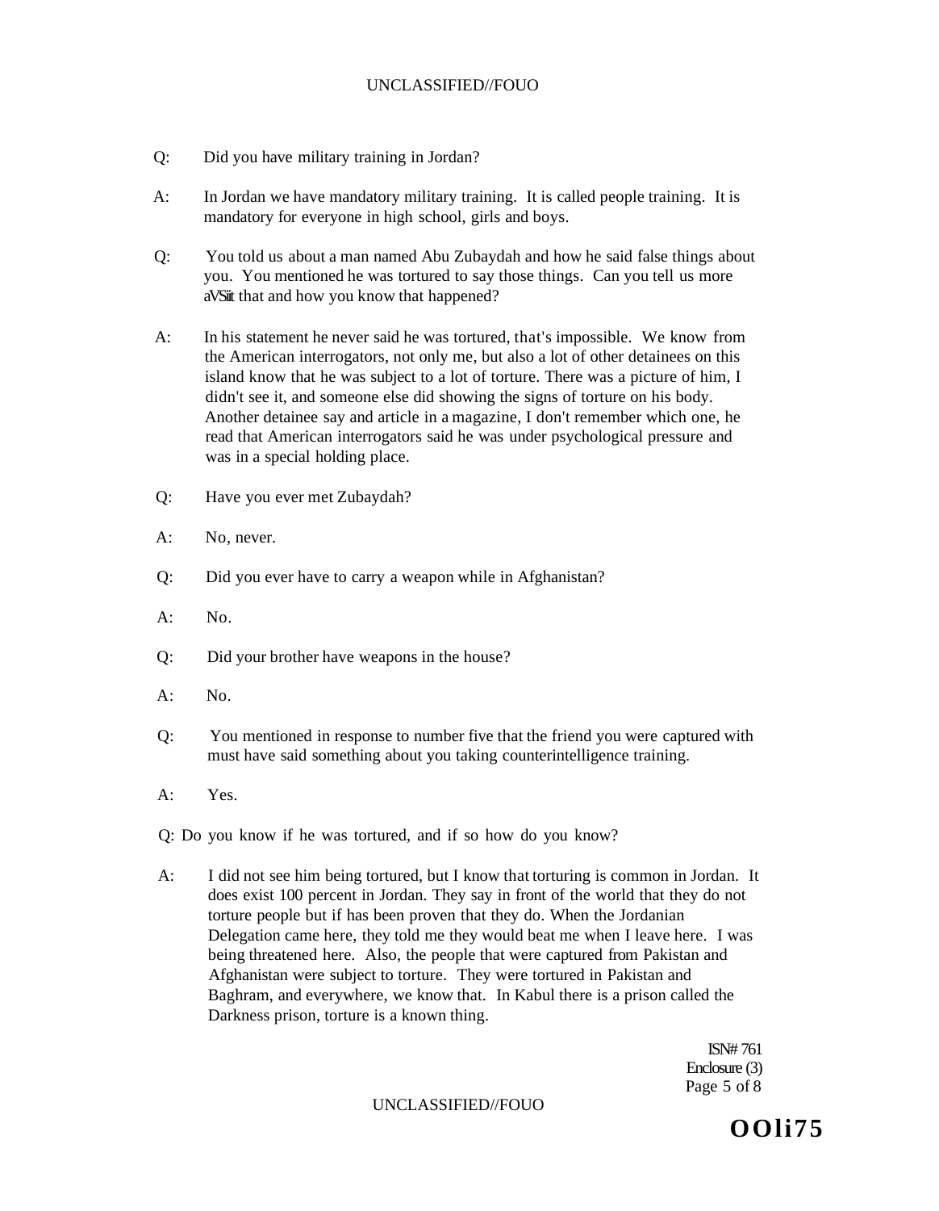Q: Did you have military training in Jordan?

A: In Jordan we have mandatory military training. It is called people training. It is mandatory for everyone in high school, girls and boys.

Q: You told us about a man named Abu Zubaydah and how he said false things about you. You mentioned he was tortured to say those things. Can you tell us more aVSiit that and how you know that happened?

A: In his statement he never said he was tortured, that's impossible. We know from the American interrogators, not only me, but also a lot of other detainees on this island know that he was subject to a lot of torture. There was a picture of him, I didn't see it, and someone else did showing the signs of torture on his body. Another detainee say and article in a magazine, I don't remember which one, he read that American interrogators said he was under psychological pressure and was in a special holding place.

Q: Have you ever met Zubaydah?

A: No, never.

Q: Did you ever have to carry a weapon while in Afghanistan?

A: No.

Q: Did your brother have weapons in the house?

A: No.

Q: You mentioned in response to number five that the friend you were captured with must have said something about you taking counterintelligence training.

A: Yes.

Q: Do you know if he was tortured, and if so how do you know?

A: I did not see him being tortured, but I know that torturing is common in Jordan. It does exist 100 percent in Jordan. They say in front of the world that they do not torture people but if has been proven that they do. When the Jordanian Delegation came here, they told me they would beat me when I leave here. I was being threatened here. Also, the people that were captured from Pakistan and Afghanistan were subject to torture. They were tortured in Pakistan and Baghram, and everywhere, we know that. In Kabul there is a prison called the Darkness prison, torture is a known thing.

ISN# 761
Enclosure (3)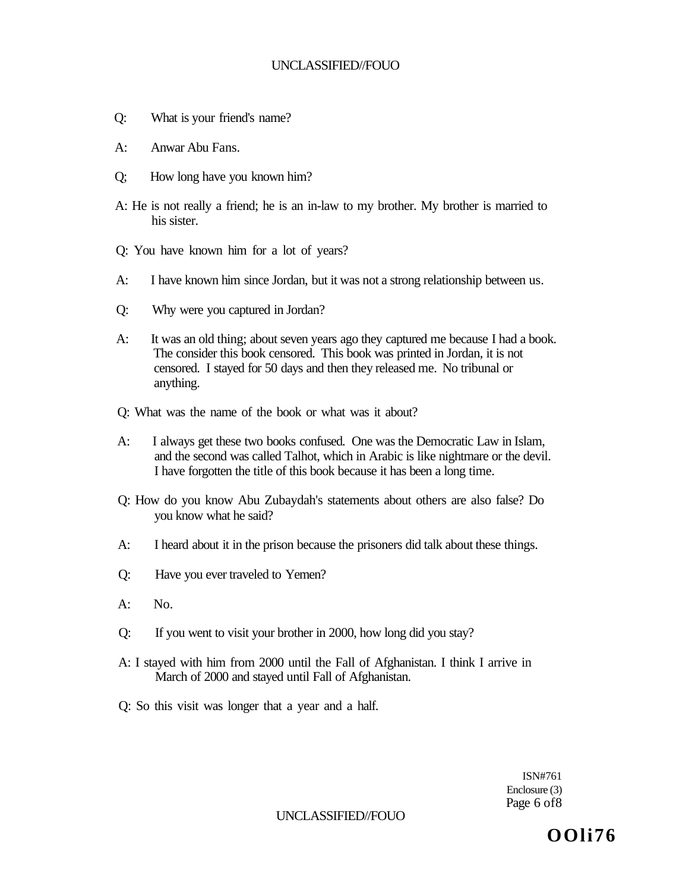Q: What is your friend's name?

A: Anwar Abu Fans.

Q; How long have you known him?

A: He is not really a friend; he is an in-law to my brother. My brother is married to his sister.

Q: You have known him for a lot of years?

A: I have known him since Jordan, but it was not a strong relationship between us.

Q: Why were you captured in Jordan?

A: It was an old thing; about seven years ago they captured me because I had a book. The consider this book censored. This book was printed in Jordan, it is not censored. I stayed for 50 days and then they released me. No tribunal or anything.

Q: What was the name of the book or what was it about?

A: I always get these two books confused. One was the Democratic Law in Islam, and the second was called Talhot, which in Arabic is like nightmare or the devil. I have forgotten the title of this book because it has been a long time.

Q: How do you know Abu Zubaydah's statements about others are also false? Do you know what he said?

A: I heard about it in the prison because the prisoners did talk about these things.

Q: Have you ever traveled to Yemen?

A: No.

Q: If you went to visit your brother in 2000, how long did you stay?

A: I stayed with him from 2000 until the Fall of Afghanistan. I think I arrive in March of 2000 and stayed until Fall of Afghanistan.

Q: So this visit was longer that a year and a half.

ISN#761
Enclosure (3)

OOli76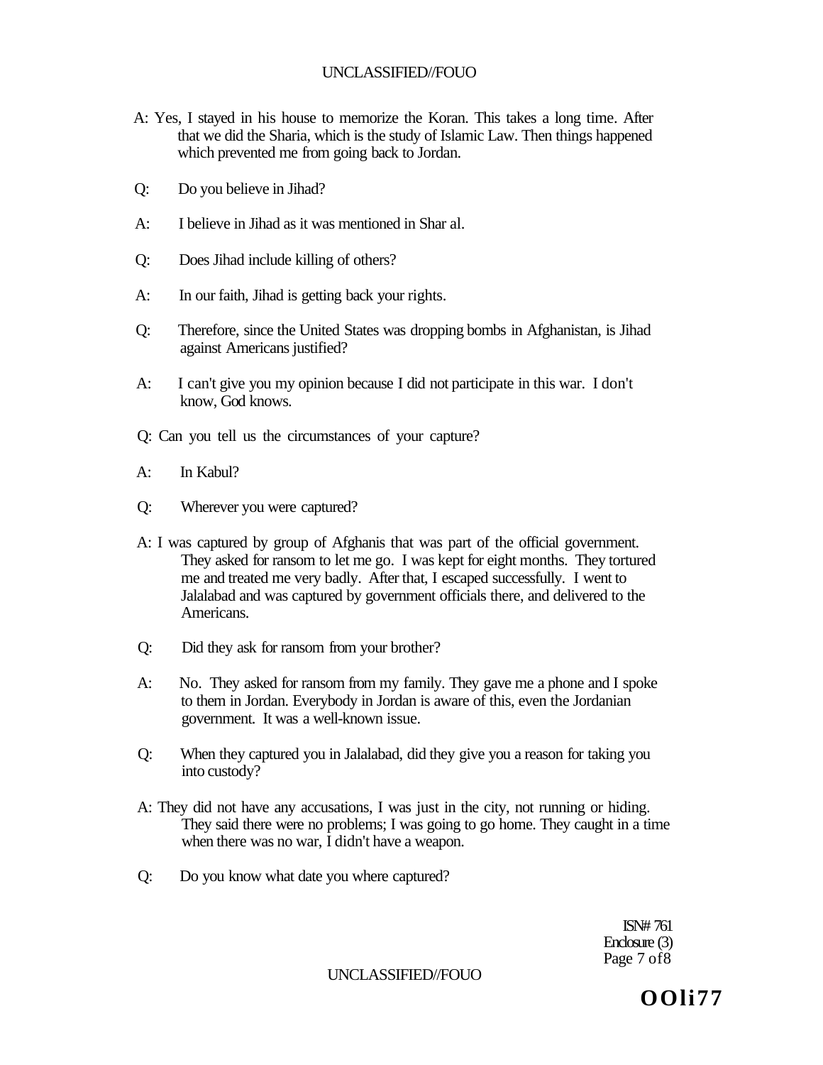A: Yes, I stayed in his house to memorize the Koran. This takes a long time. After that we did the Sharia, which is the study of Islamic Law. Then things happened which prevented me from going back to Jordan.

Q: Do you believe in Jihad?

A: I believe in Jihad as it was mentioned in Shar al.

Q: Does Jihad include killing of others?

A: In our faith, Jihad is getting back your rights.

Q: Therefore, since the United States was dropping bombs in Afghanistan, is Jihad against Americans justified?

A: I can't give you my opinion because I did not participate in this war. I don't know, God knows.

Q: Can you tell us the circumstances of your capture?

A: In Kabul?

Q: Wherever you were captured?

A: I was captured by group of Afghanis that was part of the official government. They asked for ransom to let me go. I was kept for eight months. They tortured me and treated me very badly. After that, I escaped successfully. I went to Jalalabad and was captured by government officials there, and delivered to the Americans.

Q: Did they ask for ransom from your brother?

A: No. They asked for ransom from my family. They gave me a phone and I spoke to them in Jordan. Everybody in Jordan is aware of this, even the Jordanian government. It was a well-known issue.

Q: When they captured you in Jalalabad, did they give you a reason for taking you into custody?

A: They did not have any accusations, I was just in the city, not running or hiding. They said there were no problems; I was going to go home. They caught in a time when there was no war, I didn't have a weapon.

Q: Do you know what date you where captured?

ISN# 761
Enclosure (3)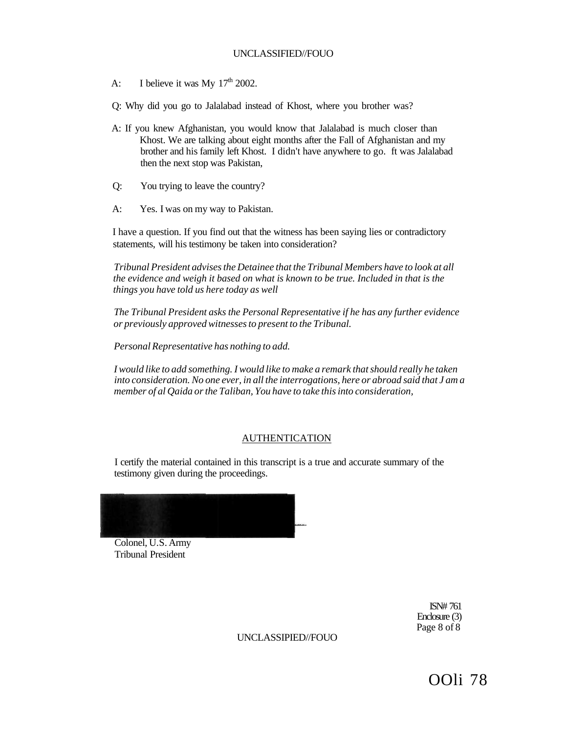A: I believe it was My $17^{th}$ 2002.

Q: Why did you go to Jalalabad instead of Khost, where you brother was?

A: If you knew Afghanistan, you would know that Jalalabad is much closer than Khost. We are talking about eight months after the Fall of Afghanistan and my brother and his family left Khost. I didn't have anywhere to go. ft was Jalalabad then the next stop was Pakistan,

Q: You trying to leave the country?

A: Yes. I was on my way to Pakistan.

I have a question. If you find out that the witness has been saying lies or contradictory statements, will his testimony be taken into consideration?

*Tribunal President advises the Detainee that the Tribunal Members have to look at all the evidence and weigh it based on what is known to be true. Included in that is the things you have told us here today as well*

*The Tribunal President asks the Personal Representative if he has any further evidence or previously approved witnesses to present to the Tribunal.*

*Personal Representative has nothing to add.*

*I would like to add something. I would like to make a remark that should really he taken into consideration. No one ever, in all the interrogations, here or abroad said that J am a member of al Qaida or the Taliban, You have to take this into consideration,*

## AUTHENTICATION

I certify the material contained in this transcript is a true and accurate summary of the testimony given during the proceedings.

Colonel, U.S. Army
Tribunal President

ISN# 761
Enclosure (3)